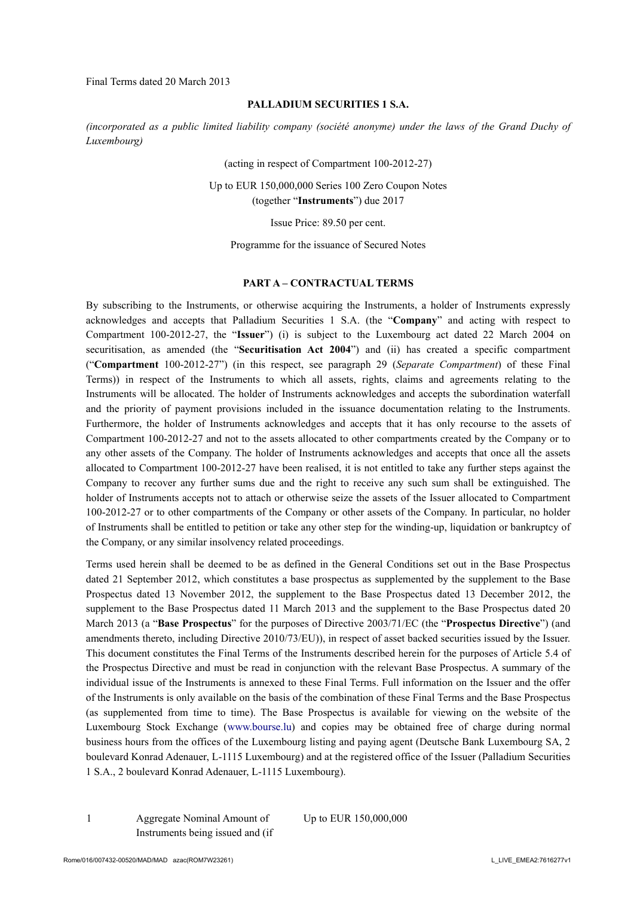Final Terms dated 20 March 2013

**PALLADIUM SECURITIES 1 S.A.**

*(incorporated as a public limited liability company (société anonyme) under the laws of the Grand Duchy of Luxembourg)*

(acting in respect of Compartment 100-2012-27)

Up to EUR 150,000,000 Series 100 Zero Coupon Notes
(together "**Instruments**") due 2017

Issue Price: 89.50 per cent.

Programme for the issuance of Secured Notes

## PART A – CONTRACTUAL TERMS

By subscribing to the Instruments, or otherwise acquiring the Instruments, a holder of Instruments expressly acknowledges and accepts that Palladium Securities 1 S.A. (the "**Company**" and acting with respect to Compartment 100-2012-27, the "**Issuer**") (i) is subject to the Luxembourg act dated 22 March 2004 on securitisation, as amended (the "**Securitisation Act 2004**") and (ii) has created a specific compartment ("**Compartment** 100-2012-27") (in this respect, see paragraph 29 (*Separate Compartment*) of these Final Terms)) in respect of the Instruments to which all assets, rights, claims and agreements relating to the Instruments will be allocated. The holder of Instruments acknowledges and accepts the subordination waterfall and the priority of payment provisions included in the issuance documentation relating to the Instruments. Furthermore, the holder of Instruments acknowledges and accepts that it has only recourse to the assets of Compartment 100-2012-27 and not to the assets allocated to other compartments created by the Company or to any other assets of the Company. The holder of Instruments acknowledges and accepts that once all the assets allocated to Compartment 100-2012-27 have been realised, it is not entitled to take any further steps against the Company to recover any further sums due and the right to receive any such sum shall be extinguished. The holder of Instruments accepts not to attach or otherwise seize the assets of the Issuer allocated to Compartment 100-2012-27 or to other compartments of the Company or other assets of the Company. In particular, no holder of Instruments shall be entitled to petition or take any other step for the winding-up, liquidation or bankruptcy of the Company, or any similar insolvency related proceedings.

Terms used herein shall be deemed to be as defined in the General Conditions set out in the Base Prospectus dated 21 September 2012, which constitutes a base prospectus as supplemented by the supplement to the Base Prospectus dated 13 November 2012, the supplement to the Base Prospectus dated 13 December 2012, the supplement to the Base Prospectus dated 11 March 2013 and the supplement to the Base Prospectus dated 20 March 2013 (a "**Base Prospectus**" for the purposes of Directive 2003/71/EC (the "**Prospectus Directive**") (and amendments thereto, including Directive 2010/73/EU)), in respect of asset backed securities issued by the Issuer. This document constitutes the Final Terms of the Instruments described herein for the purposes of Article 5.4 of the Prospectus Directive and must be read in conjunction with the relevant Base Prospectus. A summary of the individual issue of the Instruments is annexed to these Final Terms. Full information on the Issuer and the offer of the Instruments is only available on the basis of the combination of these Final Terms and the Base Prospectus (as supplemented from time to time). The Base Prospectus is available for viewing on the website of the Luxembourg Stock Exchange (www.bourse.lu) and copies may be obtained free of charge during normal business hours from the offices of the Luxembourg listing and paying agent (Deutsche Bank Luxembourg SA, 2 boulevard Konrad Adenauer, L-1115 Luxembourg) and at the registered office of the Issuer (Palladium Securities 1 S.A., 2 boulevard Konrad Adenauer, L-1115 Luxembourg).

| | | |
|---|---|---|
| 1 | Aggregate Nominal Amount of Instruments being issued and (if | Up to EUR 150,000,000 |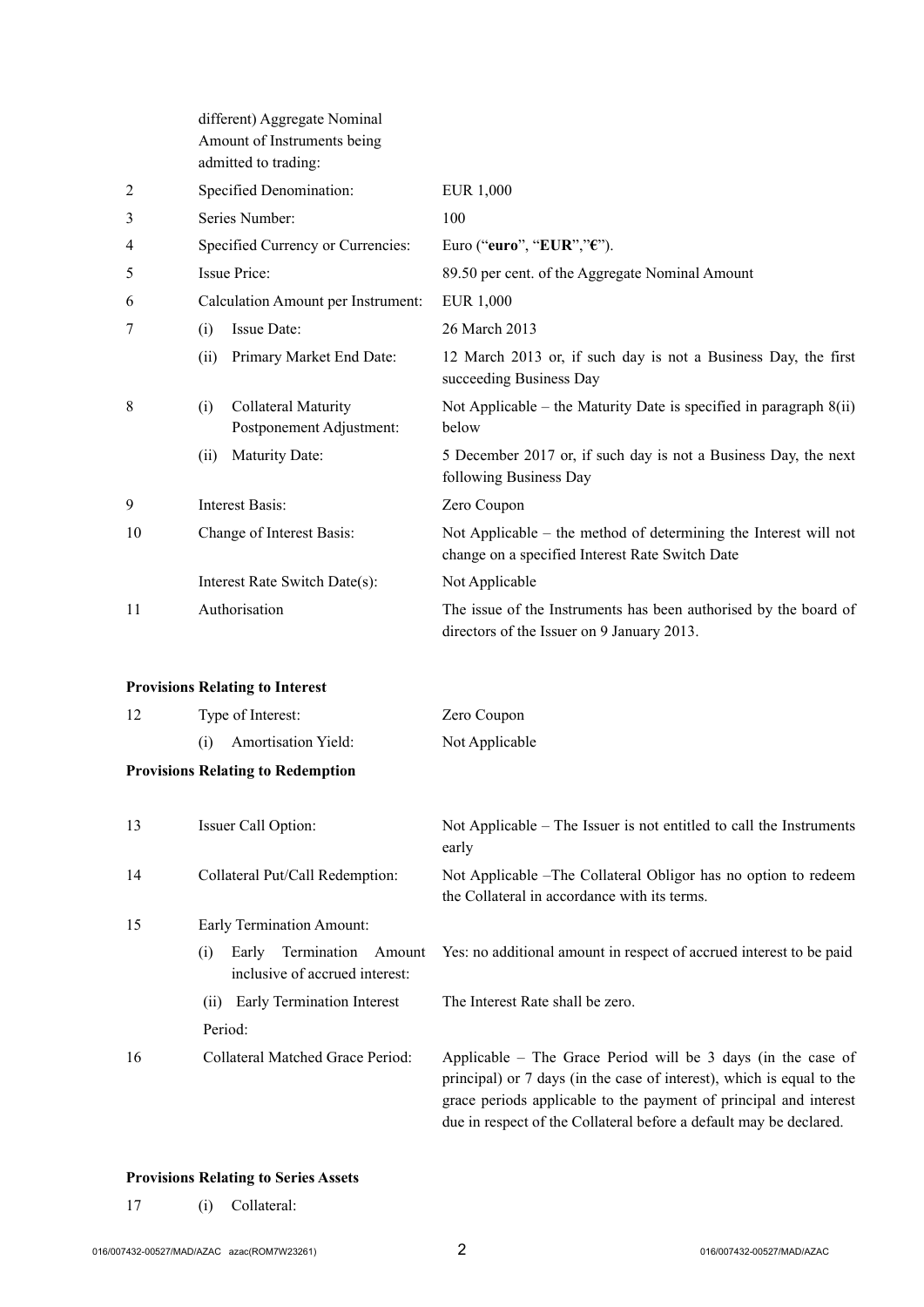| | | |
|---|---|---|
| | different) Aggregate Nominal Amount of Instruments being admitted to trading: | |
| 2 | Specified Denomination: | EUR 1,000 |
| 3 | Series Number: | 100 |
| 4 | Specified Currency or Currencies: | Euro ("**euro**", "**EUR**","**€**"). |
| 5 | Issue Price: | 89.50 per cent. of the Aggregate Nominal Amount |
| 6 | Calculation Amount per Instrument: | EUR 1,000 |
| 7 | (i) Issue Date: | 26 March 2013 |
| | (ii) Primary Market End Date: | 12 March 2013 or, if such day is not a Business Day, the first succeeding Business Day |
| 8 | (i) Collateral Maturity Postponement Adjustment: | Not Applicable – the Maturity Date is specified in paragraph 8(ii) below |
| | (ii) Maturity Date: | 5 December 2017 or, if such day is not a Business Day, the next following Business Day |
| 9 | Interest Basis: | Zero Coupon |
| 10 | Change of Interest Basis: | Not Applicable – the method of determining the Interest will not change on a specified Interest Rate Switch Date |
| | Interest Rate Switch Date(s): | Not Applicable |
| 11 | Authorisation | The issue of the Instruments has been authorised by the board of directors of the Issuer on 9 January 2013. |

**Provisions Relating to Interest**

| | | |
|---|---|---|
| 12 | Type of Interest: | Zero Coupon |
| | (i) Amortisation Yield: | Not Applicable |

**Provisions Relating to Redemption**

| | | |
|---|---|---|
| 13 | Issuer Call Option: | Not Applicable – The Issuer is not entitled to call the Instruments early |
| 14 | Collateral Put/Call Redemption: | Not Applicable –The Collateral Obligor has no option to redeem the Collateral in accordance with its terms. |
| 15 | Early Termination Amount: | |
| | (i) Early Termination Amount inclusive of accrued interest: | Yes: no additional amount in respect of accrued interest to be paid |
| | (ii) Early Termination Interest Period: | The Interest Rate shall be zero. |
| 16 | Collateral Matched Grace Period: | Applicable – The Grace Period will be 3 days (in the case of principal) or 7 days (in the case of interest), which is equal to the grace periods applicable to the payment of principal and interest due in respect of the Collateral before a default may be declared. |

**Provisions Relating to Series Assets**

| | | |
|---|---|---|
| 17 | (i) Collateral: | |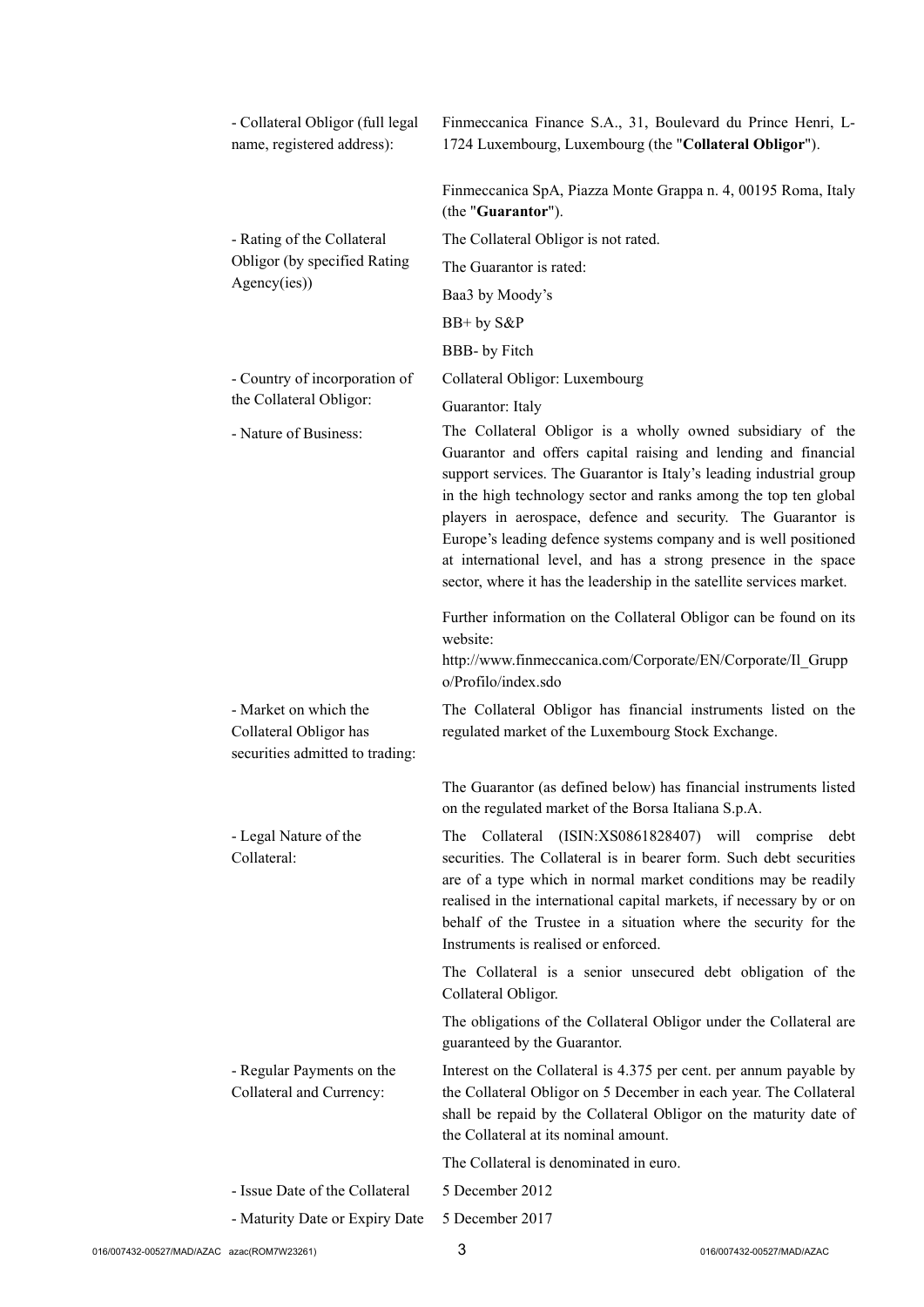| | |
|---|---|
| - Collateral Obligor (full legal name, registered address): | Finmeccanica Finance S.A., 31, Boulevard du Prince Henri, L-1724 Luxembourg, Luxembourg (the "**Collateral Obligor**").<br><br>Finmeccanica SpA, Piazza Monte Grappa n. 4, 00195 Roma, Italy (the "**Guarantor**"). |
| - Rating of the Collateral Obligor (by specified Rating Agency(ies)) | The Collateral Obligor is not rated.<br>The Guarantor is rated:<br>Baa3 by Moody's<br>BB+ by S&P<br>BBB- by Fitch |
| - Country of incorporation of the Collateral Obligor: | Collateral Obligor: Luxembourg<br>Guarantor: Italy |
| - Nature of Business: | The Collateral Obligor is a wholly owned subsidiary of the Guarantor and offers capital raising and lending and financial support services. The Guarantor is Italy's leading industrial group in the high technology sector and ranks among the top ten global players in aerospace, defence and security. The Guarantor is Europe's leading defence systems company and is well positioned at international level, and has a strong presence in the space sector, where it has the leadership in the satellite services market.<br><br>Further information on the Collateral Obligor can be found on its website:<br>http://www.finmeccanica.com/Corporate/EN/Corporate/Il_Gruppo/Profilo/index.sdo |
| - Market on which the Collateral Obligor has securities admitted to trading: | The Collateral Obligor has financial instruments listed on the regulated market of the Luxembourg Stock Exchange.<br><br>The Guarantor (as defined below) has financial instruments listed on the regulated market of the Borsa Italiana S.p.A. |
| - Legal Nature of the Collateral: | The Collateral (ISIN:XS0861828407) will comprise debt securities. The Collateral is in bearer form. Such debt securities are of a type which in normal market conditions may be readily realised in the international capital markets, if necessary by or on behalf of the Trustee in a situation where the security for the Instruments is realised or enforced.<br><br>The Collateral is a senior unsecured debt obligation of the Collateral Obligor.<br><br>The obligations of the Collateral Obligor under the Collateral are guaranteed by the Guarantor. |
| - Regular Payments on the Collateral and Currency: | Interest on the Collateral is 4.375 per cent. per annum payable by the Collateral Obligor on 5 December in each year. The Collateral shall be repaid by the Collateral Obligor on the maturity date of the Collateral at its nominal amount.<br><br>The Collateral is denominated in euro. |
| - Issue Date of the Collateral | 5 December 2012 |
| - Maturity Date or Expiry Date | 5 December 2017 |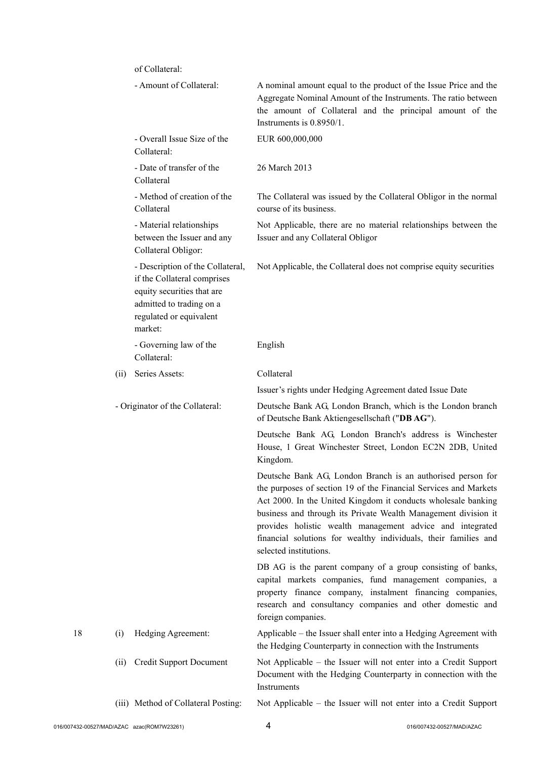| | | | |
|---|---|---|---|
| | | of Collateral: | |
| | | - Amount of Collateral: | A nominal amount equal to the product of the Issue Price and the Aggregate Nominal Amount of the Instruments. The ratio between the amount of Collateral and the principal amount of the Instruments is 0.8950/1. |
| | | - Overall Issue Size of the Collateral: | EUR 600,000,000 |
| | | - Date of transfer of the Collateral | 26 March 2013 |
| | | - Method of creation of the Collateral | The Collateral was issued by the Collateral Obligor in the normal course of its business. |
| | | - Material relationships between the Issuer and any Collateral Obligor: | Not Applicable, there are no material relationships between the Issuer and any Collateral Obligor |
| | | - Description of the Collateral, if the Collateral comprises equity securities that are admitted to trading on a regulated or equivalent market: | Not Applicable, the Collateral does not comprise equity securities |
| | | - Governing law of the Collateral: | English |
| | (ii) | Series Assets: | Collateral<br><br>Issuer's rights under Hedging Agreement dated Issue Date |
| | | - Originator of the Collateral: | Deutsche Bank AG, London Branch, which is the London branch of Deutsche Bank Aktiengesellschaft ("**DB AG**").<br><br>Deutsche Bank AG, London Branch's address is Winchester House, 1 Great Winchester Street, London EC2N 2DB, United Kingdom.<br><br>Deutsche Bank AG, London Branch is an authorised person for the purposes of section 19 of the Financial Services and Markets Act 2000. In the United Kingdom it conducts wholesale banking business and through its Private Wealth Management division it provides holistic wealth management advice and integrated financial solutions for wealthy individuals, their families and selected institutions.<br><br>DB AG is the parent company of a group consisting of banks, capital markets companies, fund management companies, a property finance company, instalment financing companies, research and consultancy companies and other domestic and foreign companies. |
| 18 | (i) | Hedging Agreement: | Applicable – the Issuer shall enter into a Hedging Agreement with the Hedging Counterparty in connection with the Instruments |
| | (ii) | Credit Support Document | Not Applicable – the Issuer will not enter into a Credit Support Document with the Hedging Counterparty in connection with the Instruments |
| | (iii) | Method of Collateral Posting: | Not Applicable – the Issuer will not enter into a Credit Support |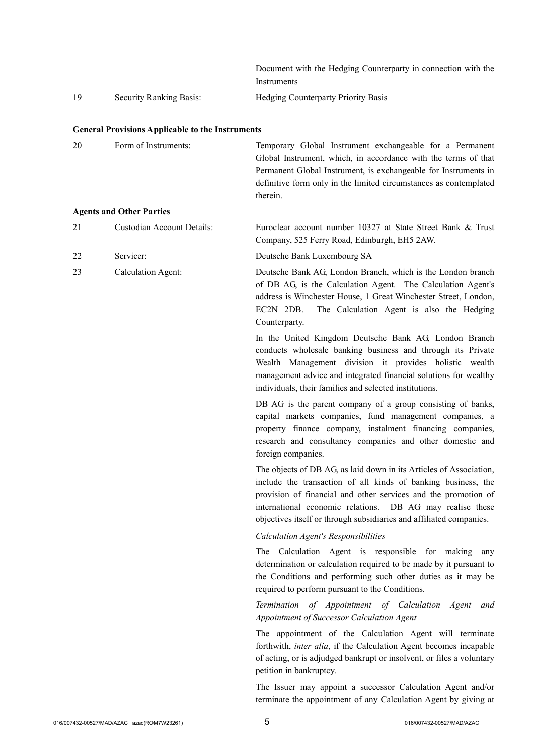| | | |
|---|---|---|
| | | Document with the Hedging Counterparty in connection with the Instruments |
| 19 | Security Ranking Basis: | Hedging Counterparty Priority Basis |

**General Provisions Applicable to the Instruments**

| | | |
|---|---|---|
| 20 | Form of Instruments: | Temporary Global Instrument exchangeable for a Permanent Global Instrument, which, in accordance with the terms of that Permanent Global Instrument, is exchangeable for Instruments in definitive form only in the limited circumstances as contemplated therein. |

**Agents and Other Parties**

| | | |
|---|---|---|
| 21 | Custodian Account Details: | Euroclear account number 10327 at State Street Bank & Trust Company, 525 Ferry Road, Edinburgh, EH5 2AW. |
| 22 | Servicer: | Deutsche Bank Luxembourg SA |
| 23 | Calculation Agent: | Deutsche Bank AG, London Branch, which is the London branch of DB AG, is the Calculation Agent. The Calculation Agent's address is Winchester House, 1 Great Winchester Street, London, EC2N 2DB. The Calculation Agent is also the Hedging Counterparty. |

In the United Kingdom Deutsche Bank AG, London Branch conducts wholesale banking business and through its Private Wealth Management division it provides holistic wealth management advice and integrated financial solutions for wealthy individuals, their families and selected institutions.

DB AG is the parent company of a group consisting of banks, capital markets companies, fund management companies, a property finance company, instalment financing companies, research and consultancy companies and other domestic and foreign companies.

The objects of DB AG, as laid down in its Articles of Association, include the transaction of all kinds of banking business, the provision of financial and other services and the promotion of international economic relations. DB AG may realise these objectives itself or through subsidiaries and affiliated companies.

*Calculation Agent's Responsibilities*

The Calculation Agent is responsible for making any determination or calculation required to be made by it pursuant to the Conditions and performing such other duties as it may be required to perform pursuant to the Conditions.

*Termination of Appointment of Calculation Agent and Appointment of Successor Calculation Agent*

The appointment of the Calculation Agent will terminate forthwith, *inter alia*, if the Calculation Agent becomes incapable of acting, or is adjudged bankrupt or insolvent, or files a voluntary petition in bankruptcy.

The Issuer may appoint a successor Calculation Agent and/or terminate the appointment of any Calculation Agent by giving at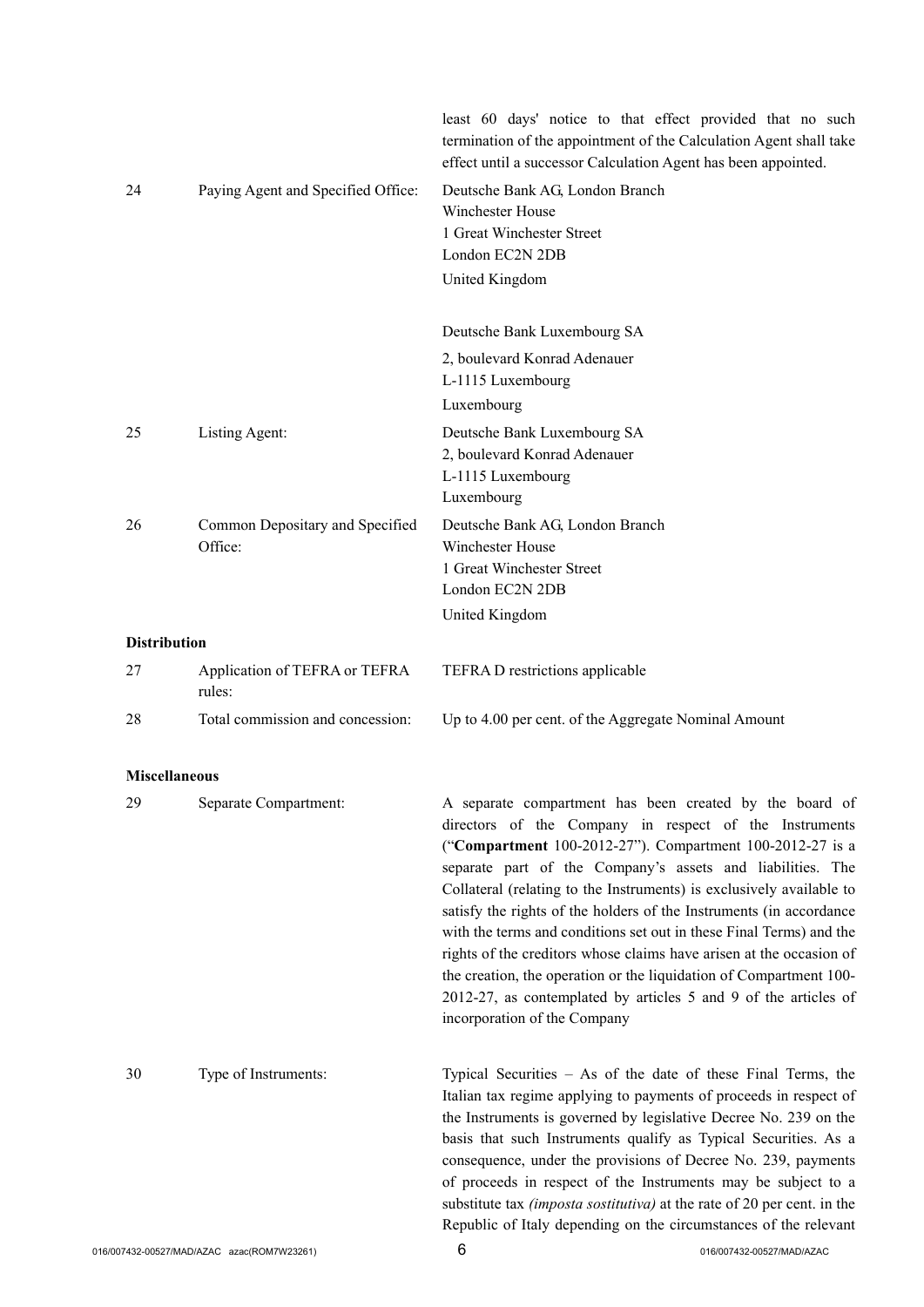| | | |
|---|---|---|
| | | least 60 days' notice to that effect provided that no such termination of the appointment of the Calculation Agent shall take effect until a successor Calculation Agent has been appointed. |
| 24 | Paying Agent and Specified Office: | Deutsche Bank AG, London Branch<br>Winchester House<br>1 Great Winchester Street<br>London EC2N 2DB<br>United Kingdom<br><br>Deutsche Bank Luxembourg SA<br>2, boulevard Konrad Adenauer<br>L-1115 Luxembourg<br>Luxembourg |
| 25 | Listing Agent: | Deutsche Bank Luxembourg SA<br>2, boulevard Konrad Adenauer<br>L-1115 Luxembourg<br>Luxembourg |
| 26 | Common Depositary and Specified Office: | Deutsche Bank AG, London Branch<br>Winchester House<br>1 Great Winchester Street<br>London EC2N 2DB<br>United Kingdom |

**Distribution**

| | | |
|---|---|---|
| 27 | Application of TEFRA or TEFRA rules: | TEFRA D restrictions applicable |
| 28 | Total commission and concession: | Up to 4.00 per cent. of the Aggregate Nominal Amount |

**Miscellaneous**

| | | |
|---|---|---|
| 29 | Separate Compartment: | A separate compartment has been created by the board of directors of the Company in respect of the Instruments ("**Compartment** 100-2012-27"). Compartment 100-2012-27 is a separate part of the Company's assets and liabilities. The Collateral (relating to the Instruments) is exclusively available to satisfy the rights of the holders of the Instruments (in accordance with the terms and conditions set out in these Final Terms) and the rights of the creditors whose claims have arisen at the occasion of the creation, the operation or the liquidation of Compartment 100-2012-27, as contemplated by articles 5 and 9 of the articles of incorporation of the Company |
| 30 | Type of Instruments: | Typical Securities – As of the date of these Final Terms, the Italian tax regime applying to payments of proceeds in respect of the Instruments is governed by legislative Decree No. 239 on the basis that such Instruments qualify as Typical Securities. As a consequence, under the provisions of Decree No. 239, payments of proceeds in respect of the Instruments may be subject to a substitute tax *(imposta sostitutiva)* at the rate of 20 per cent. in the Republic of Italy depending on the circumstances of the relevant |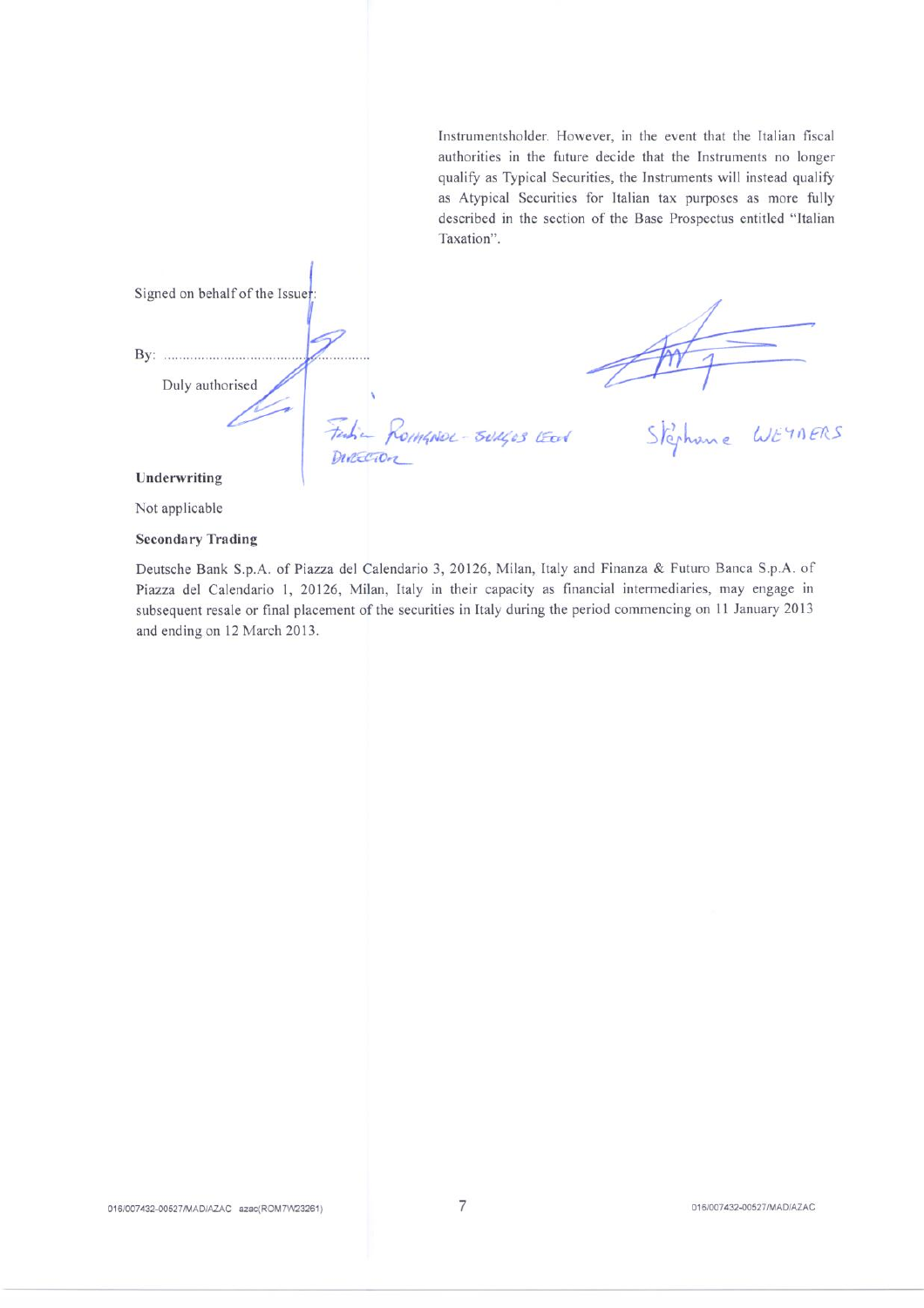Instrumentsholder. However, in the event that the Italian fiscal authorities in the future decide that the Instruments no longer qualify as Typical Securities, the Instruments will instead qualify as Atypical Securities for Italian tax purposes as more fully described in the section of the Base Prospectus entitled "Italian Taxation".

Signed on behalf of the Issuer:

By: ..............................................................

Duly authorised

Fabien ROMAGNOL - BURGES LEON
DIRECTOR

Stéphane WEYNERS

**Underwriting**

Not applicable

**Secondary Trading**

Deutsche Bank S.p.A. of Piazza del Calendario 3, 20126, Milan, Italy and Finanza & Futuro Banca S.p.A. of Piazza del Calendario 1, 20126, Milan, Italy in their capacity as financial intermediaries, may engage in subsequent resale or final placement of the securities in Italy during the period commencing on 11 January 2013 and ending on 12 March 2013.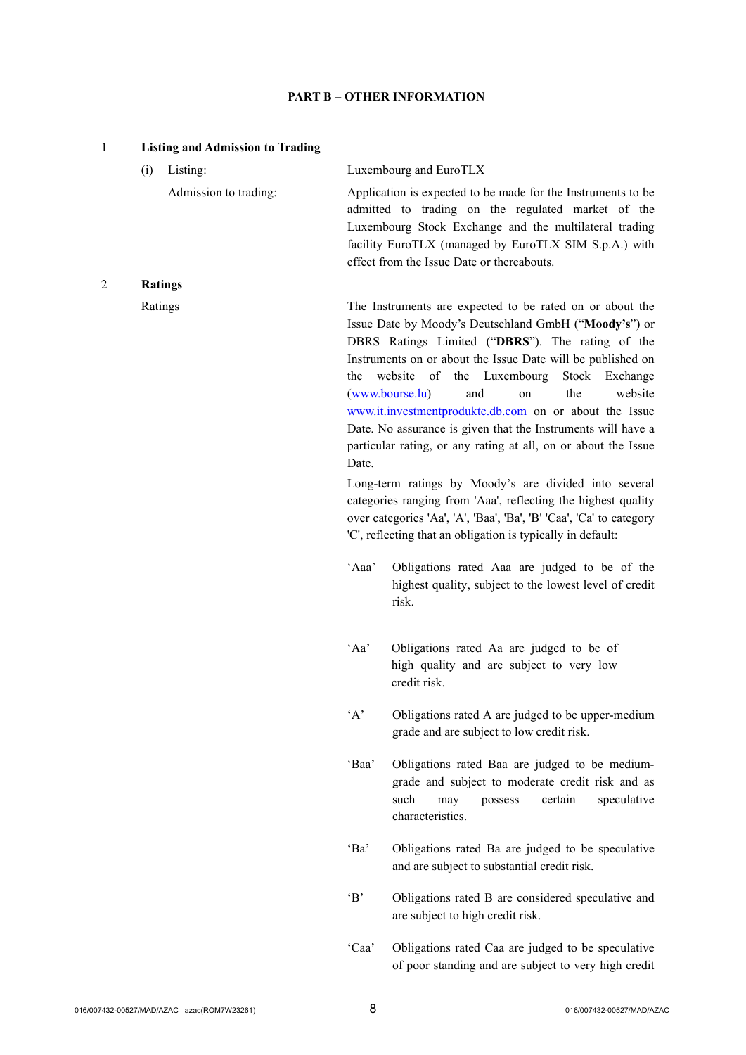## PART B – OTHER INFORMATION

**1 Listing and Admission to Trading**

| | |
|---|---|
| (i) Listing: | Luxembourg and EuroTLX |
| Admission to trading: | Application is expected to be made for the Instruments to be admitted to trading on the regulated market of the Luxembourg Stock Exchange and the multilateral trading facility EuroTLX (managed by EuroTLX SIM S.p.A.) with effect from the Issue Date or thereabouts. |

**2 Ratings**

Ratings

The Instruments are expected to be rated on or about the Issue Date by Moody's Deutschland GmbH ("**Moody's**") or DBRS Ratings Limited ("**DBRS**"). The rating of the Instruments on or about the Issue Date will be published on the website of the Luxembourg Stock Exchange (www.bourse.lu) and on the website www.it.investmentprodukte.db.com on or about the Issue Date. No assurance is given that the Instruments will have a particular rating, or any rating at all, on or about the Issue Date.

Long-term ratings by Moody's are divided into several categories ranging from 'Aaa', reflecting the highest quality over categories 'Aa', 'A', 'Baa', 'Ba', 'B' 'Caa', 'Ca' to category 'C', reflecting that an obligation is typically in default:

'Aaa' Obligations rated Aaa are judged to be of the highest quality, subject to the lowest level of credit risk.

'Aa' Obligations rated Aa are judged to be of high quality and are subject to very low credit risk.

'A' Obligations rated A are judged to be upper-medium grade and are subject to low credit risk.

'Baa' Obligations rated Baa are judged to be medium-grade and subject to moderate credit risk and as such may possess certain speculative characteristics.

'Ba' Obligations rated Ba are judged to be speculative and are subject to substantial credit risk.

'B' Obligations rated B are considered speculative and are subject to high credit risk.

'Caa' Obligations rated Caa are judged to be speculative of poor standing and are subject to very high credit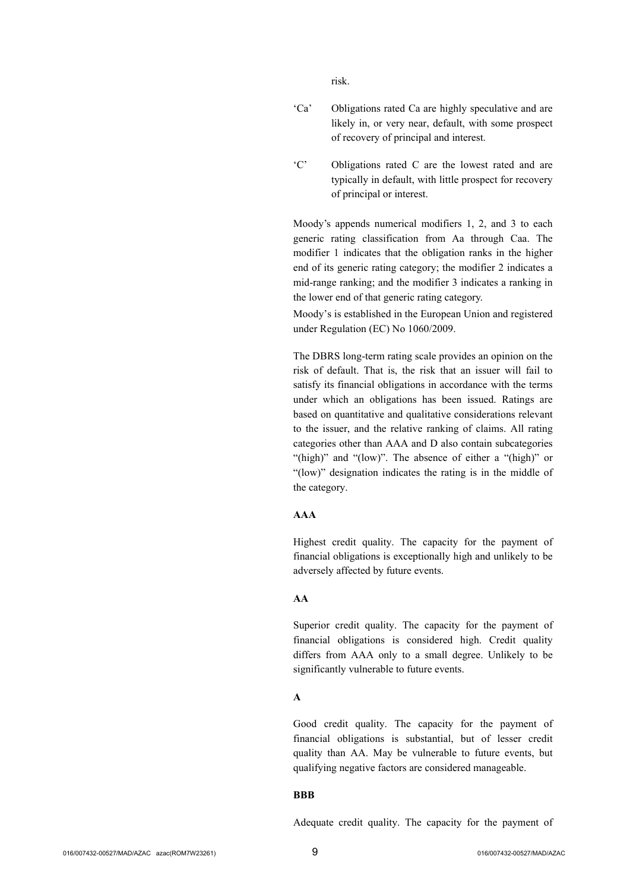risk.

| | |
|---|---|
| ‘Ca’ | Obligations rated Ca are highly speculative and are likely in, or very near, default, with some prospect of recovery of principal and interest. |
| ‘C’ | Obligations rated C are the lowest rated and are typically in default, with little prospect for recovery of principal or interest. |

Moody’s appends numerical modifiers 1, 2, and 3 to each generic rating classification from Aa through Caa. The modifier 1 indicates that the obligation ranks in the higher end of its generic rating category; the modifier 2 indicates a mid-range ranking; and the modifier 3 indicates a ranking in the lower end of that generic rating category.

Moody’s is established in the European Union and registered under Regulation (EC) No 1060/2009.

The DBRS long-term rating scale provides an opinion on the risk of default. That is, the risk that an issuer will fail to satisfy its financial obligations in accordance with the terms under which an obligations has been issued. Ratings are based on quantitative and qualitative considerations relevant to the issuer, and the relative ranking of claims. All rating categories other than AAA and D also contain subcategories “(high)” and “(low)”. The absence of either a “(high)” or “(low)” designation indicates the rating is in the middle of the category.

**AAA**

Highest credit quality. The capacity for the payment of financial obligations is exceptionally high and unlikely to be adversely affected by future events.

**AA**

Superior credit quality. The capacity for the payment of financial obligations is considered high. Credit quality differs from AAA only to a small degree. Unlikely to be significantly vulnerable to future events.

**A**

Good credit quality. The capacity for the payment of financial obligations is substantial, but of lesser credit quality than AA. May be vulnerable to future events, but qualifying negative factors are considered manageable.

**BBB**

Adequate credit quality. The capacity for the payment of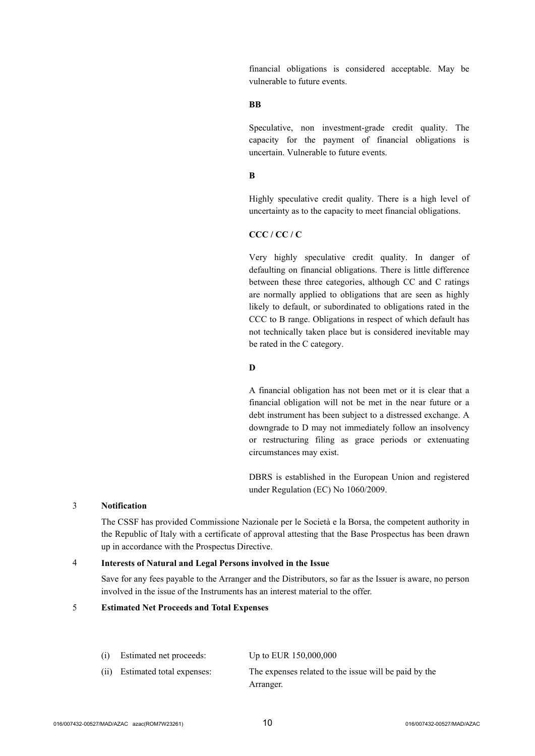financial obligations is considered acceptable. May be vulnerable to future events.

**BB**

Speculative, non investment-grade credit quality. The capacity for the payment of financial obligations is uncertain. Vulnerable to future events.

**B**

Highly speculative credit quality. There is a high level of uncertainty as to the capacity to meet financial obligations.

**CCC / CC / C**

Very highly speculative credit quality. In danger of defaulting on financial obligations. There is little difference between these three categories, although CC and C ratings are normally applied to obligations that are seen as highly likely to default, or subordinated to obligations rated in the CCC to B range. Obligations in respect of which default has not technically taken place but is considered inevitable may be rated in the C category.

**D**

A financial obligation has not been met or it is clear that a financial obligation will not be met in the near future or a debt instrument has been subject to a distressed exchange. A downgrade to D may not immediately follow an insolvency or restructuring filing as grace periods or extenuating circumstances may exist.

DBRS is established in the European Union and registered under Regulation (EC) No 1060/2009.

## 3 Notification

The CSSF has provided Commissione Nazionale per le Società e la Borsa, the competent authority in the Republic of Italy with a certificate of approval attesting that the Base Prospectus has been drawn up in accordance with the Prospectus Directive.

## 4 Interests of Natural and Legal Persons involved in the Issue

Save for any fees payable to the Arranger and the Distributors, so far as the Issuer is aware, no person involved in the issue of the Instruments has an interest material to the offer.

## 5 Estimated Net Proceeds and Total Expenses

| | | |
|---|---|---|
| (i) | Estimated net proceeds: | Up to EUR 150,000,000 |
| (ii) | Estimated total expenses: | The expenses related to the issue will be paid by the Arranger. |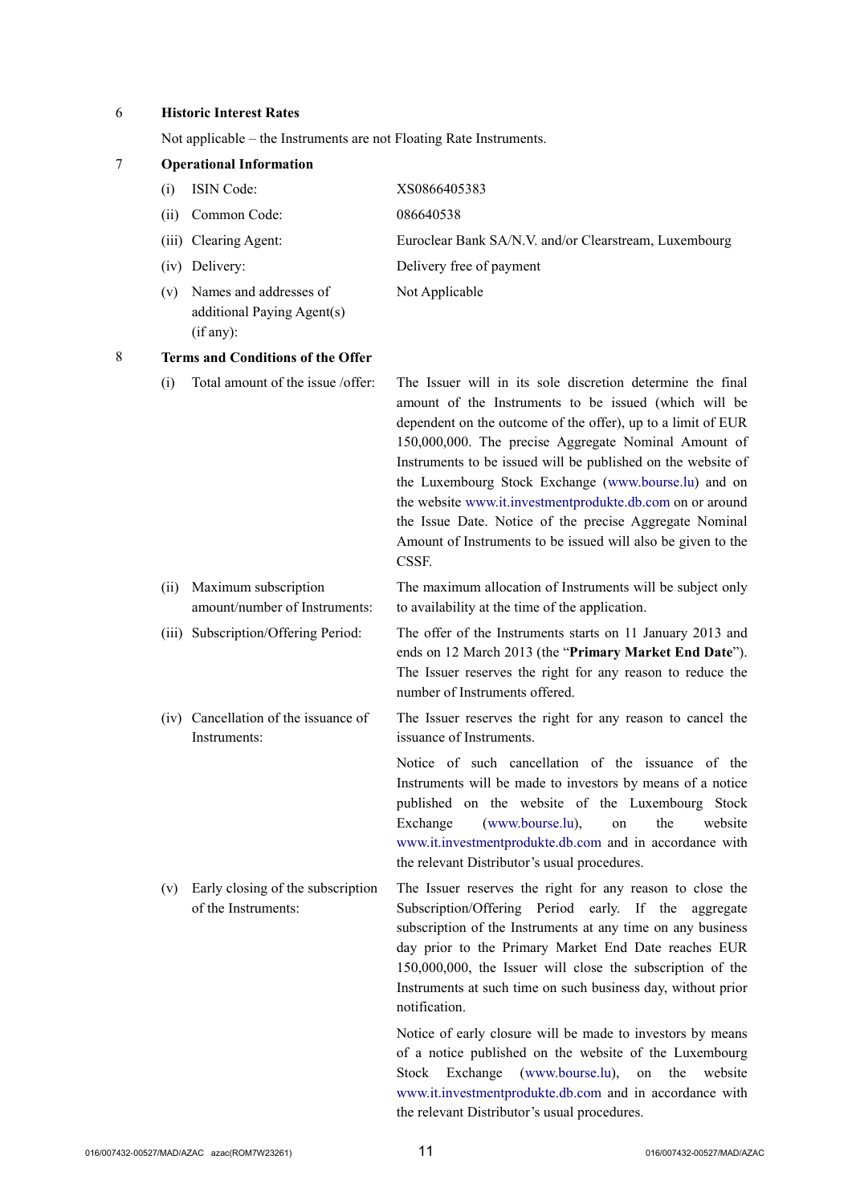## 6 Historic Interest Rates

Not applicable – the Instruments are not Floating Rate Instruments.

## 7 Operational Information

| | | |
|---|---|---|
| (i) | ISIN Code: | XS0866405383 |
| (ii) | Common Code: | 086640538 |
| (iii) | Clearing Agent: | Euroclear Bank SA/N.V. and/or Clearstream, Luxembourg |
| (iv) | Delivery: | Delivery free of payment |
| (v) | Names and addresses of additional Paying Agent(s) (if any): | Not Applicable |

## 8 Terms and Conditions of the Offer

| | | |
|---|---|---|
| (i) | Total amount of the issue /offer: | The Issuer will in its sole discretion determine the final amount of the Instruments to be issued (which will be dependent on the outcome of the offer), up to a limit of EUR 150,000,000. The precise Aggregate Nominal Amount of Instruments to be issued will be published on the website of the Luxembourg Stock Exchange (www.bourse.lu) and on the website www.it.investmentprodukte.db.com on or around the Issue Date. Notice of the precise Aggregate Nominal Amount of Instruments to be issued will also be given to the CSSF. |
| (ii) | Maximum subscription amount/number of Instruments: | The maximum allocation of Instruments will be subject only to availability at the time of the application. |
| (iii) | Subscription/Offering Period: | The offer of the Instruments starts on 11 January 2013 and ends on 12 March 2013 (the "**Primary Market End Date**"). The Issuer reserves the right for any reason to reduce the number of Instruments offered. |
| (iv) | Cancellation of the issuance of Instruments: | The Issuer reserves the right for any reason to cancel the issuance of Instruments.<br><br>Notice of such cancellation of the issuance of the Instruments will be made to investors by means of a notice published on the website of the Luxembourg Stock Exchange (www.bourse.lu), on the website www.it.investmentprodukte.db.com and in accordance with the relevant Distributor's usual procedures. |
| (v) | Early closing of the subscription of the Instruments: | The Issuer reserves the right for any reason to close the Subscription/Offering Period early. If the aggregate subscription of the Instruments at any time on any business day prior to the Primary Market End Date reaches EUR 150,000,000, the Issuer will close the subscription of the Instruments at such time on such business day, without prior notification.<br><br>Notice of early closure will be made to investors by means of a notice published on the website of the Luxembourg Stock Exchange (www.bourse.lu), on the website www.it.investmentprodukte.db.com and in accordance with the relevant Distributor's usual procedures. |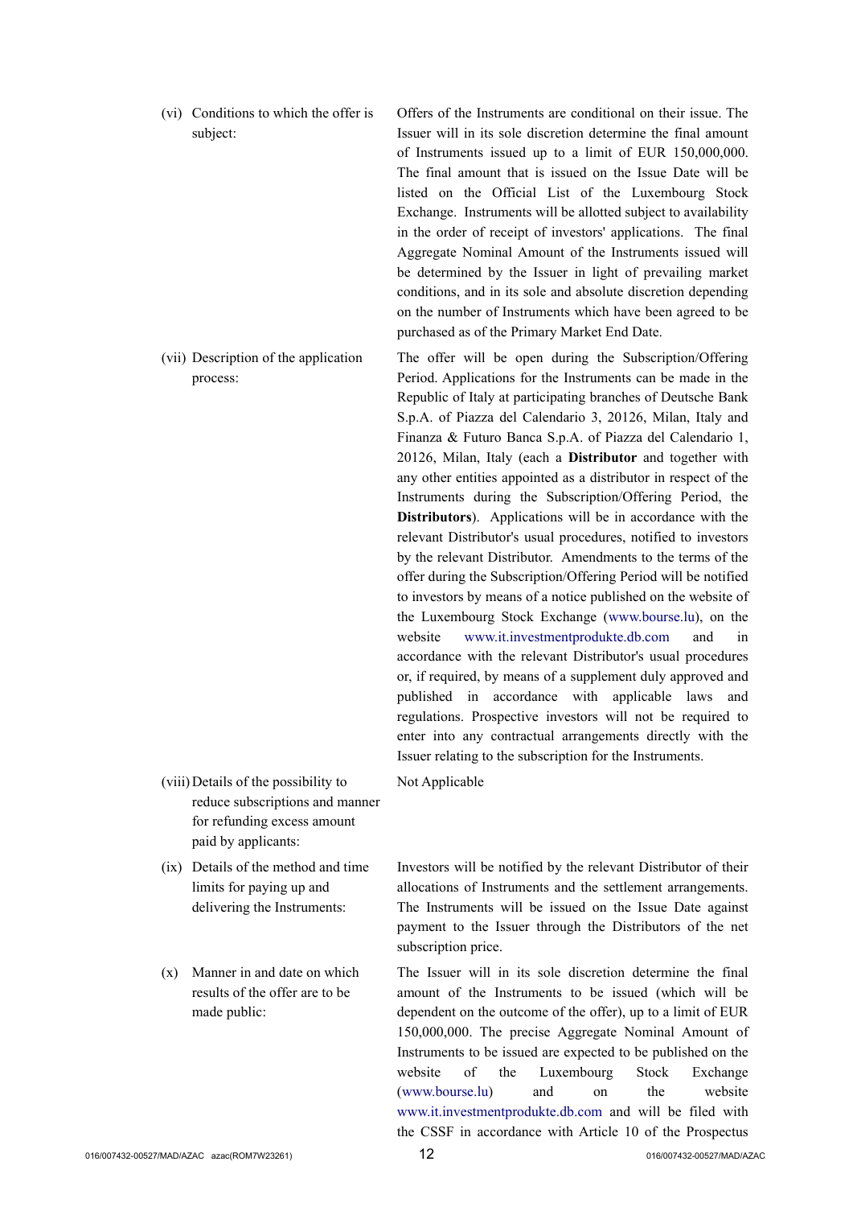| | |
|---|---|
| (vi) Conditions to which the offer is subject: | Offers of the Instruments are conditional on their issue. The Issuer will in its sole discretion determine the final amount of Instruments issued up to a limit of EUR 150,000,000. The final amount that is issued on the Issue Date will be listed on the Official List of the Luxembourg Stock Exchange. Instruments will be allotted subject to availability in the order of receipt of investors' applications. The final Aggregate Nominal Amount of the Instruments issued will be determined by the Issuer in light of prevailing market conditions, and in its sole and absolute discretion depending on the number of Instruments which have been agreed to be purchased as of the Primary Market End Date. |
| (vii) Description of the application process: | The offer will be open during the Subscription/Offering Period. Applications for the Instruments can be made in the Republic of Italy at participating branches of Deutsche Bank S.p.A. of Piazza del Calendario 3, 20126, Milan, Italy and Finanza & Futuro Banca S.p.A. of Piazza del Calendario 1, 20126, Milan, Italy (each a **Distributor** and together with any other entities appointed as a distributor in respect of the Instruments during the Subscription/Offering Period, the **Distributors**). Applications will be in accordance with the relevant Distributor's usual procedures, notified to investors by the relevant Distributor. Amendments to the terms of the offer during the Subscription/Offering Period will be notified to investors by means of a notice published on the website of the Luxembourg Stock Exchange (www.bourse.lu), on the website www.it.investmentprodukte.db.com and in accordance with the relevant Distributor's usual procedures or, if required, by means of a supplement duly approved and published in accordance with applicable laws and regulations. Prospective investors will not be required to enter into any contractual arrangements directly with the Issuer relating to the subscription for the Instruments. |
| (viii) Details of the possibility to reduce subscriptions and manner for refunding excess amount paid by applicants: | Not Applicable |
| (ix) Details of the method and time limits for paying up and delivering the Instruments: | Investors will be notified by the relevant Distributor of their allocations of Instruments and the settlement arrangements. The Instruments will be issued on the Issue Date against payment to the Issuer through the Distributors of the net subscription price. |
| (x) Manner in and date on which results of the offer are to be made public: | The Issuer will in its sole discretion determine the final amount of the Instruments to be issued (which will be dependent on the outcome of the offer), up to a limit of EUR 150,000,000. The precise Aggregate Nominal Amount of Instruments to be issued are expected to be published on the website of the Luxembourg Stock Exchange (www.bourse.lu) and on the website www.it.investmentprodukte.db.com and will be filed with the CSSF in accordance with Article 10 of the Prospectus |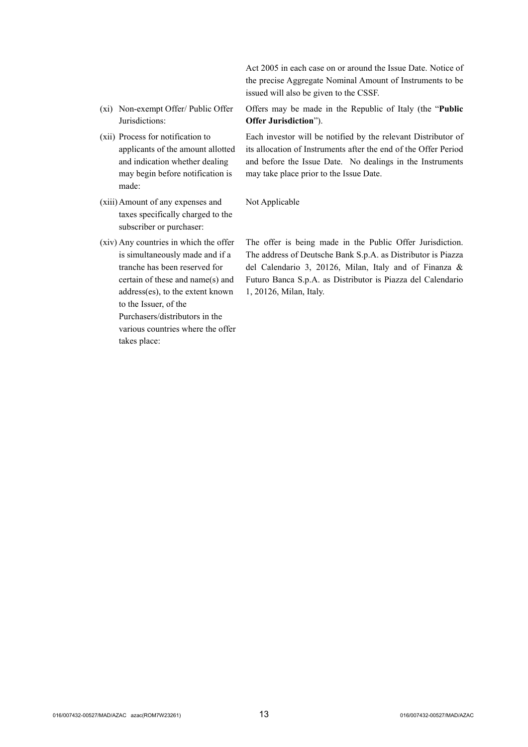| | |
|---|---|
| | Act 2005 in each case on or around the Issue Date. Notice of the precise Aggregate Nominal Amount of Instruments to be issued will also be given to the CSSF. |
| (xi) Non-exempt Offer/ Public Offer Jurisdictions: | Offers may be made in the Republic of Italy (the "**Public Offer Jurisdiction**"). |
| (xii) Process for notification to applicants of the amount allotted and indication whether dealing may begin before notification is made: | Each investor will be notified by the relevant Distributor of its allocation of Instruments after the end of the Offer Period and before the Issue Date. No dealings in the Instruments may take place prior to the Issue Date. |
| (xiii) Amount of any expenses and taxes specifically charged to the subscriber or purchaser: | Not Applicable |
| (xiv) Any countries in which the offer is simultaneously made and if a tranche has been reserved for certain of these and name(s) and address(es), to the extent known to the Issuer, of the Purchasers/distributors in the various countries where the offer takes place: | The offer is being made in the Public Offer Jurisdiction. The address of Deutsche Bank S.p.A. as Distributor is Piazza del Calendario 3, 20126, Milan, Italy and of Finanza & Futuro Banca S.p.A. as Distributor is Piazza del Calendario 1, 20126, Milan, Italy. |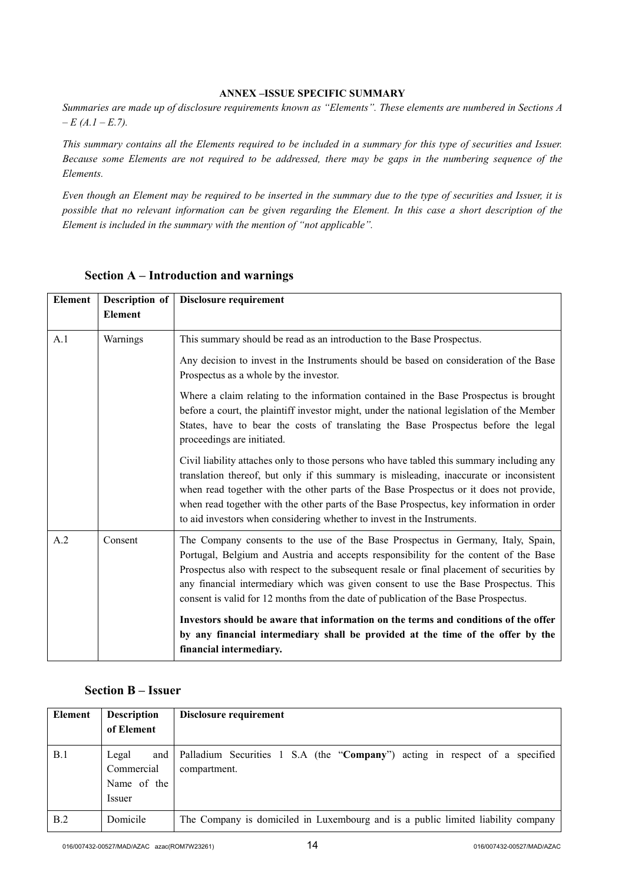**ANNEX –ISSUE SPECIFIC SUMMARY**

*Summaries are made up of disclosure requirements known as "Elements". These elements are numbered in Sections A – E (A.1 – E.7).*

*This summary contains all the Elements required to be included in a summary for this type of securities and Issuer. Because some Elements are not required to be addressed, there may be gaps in the numbering sequence of the Elements.*

*Even though an Element may be required to be inserted in the summary due to the type of securities and Issuer, it is possible that no relevant information can be given regarding the Element. In this case a short description of the Element is included in the summary with the mention of "not applicable".*

## Section A – Introduction and warnings

| Element | Description of Element | Disclosure requirement |
|---|---|---|
| A.1 | Warnings | This summary should be read as an introduction to the Base Prospectus.<br><br>Any decision to invest in the Instruments should be based on consideration of the Base Prospectus as a whole by the investor.<br><br>Where a claim relating to the information contained in the Base Prospectus is brought before a court, the plaintiff investor might, under the national legislation of the Member States, have to bear the costs of translating the Base Prospectus before the legal proceedings are initiated.<br><br>Civil liability attaches only to those persons who have tabled this summary including any translation thereof, but only if this summary is misleading, inaccurate or inconsistent when read together with the other parts of the Base Prospectus or it does not provide, when read together with the other parts of the Base Prospectus, key information in order to aid investors when considering whether to invest in the Instruments. |
| A.2 | Consent | The Company consents to the use of the Base Prospectus in Germany, Italy, Spain, Portugal, Belgium and Austria and accepts responsibility for the content of the Base Prospectus also with respect to the subsequent resale or final placement of securities by any financial intermediary which was given consent to use the Base Prospectus. This consent is valid for 12 months from the date of publication of the Base Prospectus.<br><br>**Investors should be aware that information on the terms and conditions of the offer by any financial intermediary shall be provided at the time of the offer by the financial intermediary.** |

## Section B – Issuer

| Element | Description of Element | Disclosure requirement |
|---|---|---|
| B.1 | Legal and Commercial Name of the Issuer | Palladium Securities 1 S.A (the "**Company**") acting in respect of a specified compartment. |
| B.2 | Domicile | The Company is domiciled in Luxembourg and is a public limited liability company |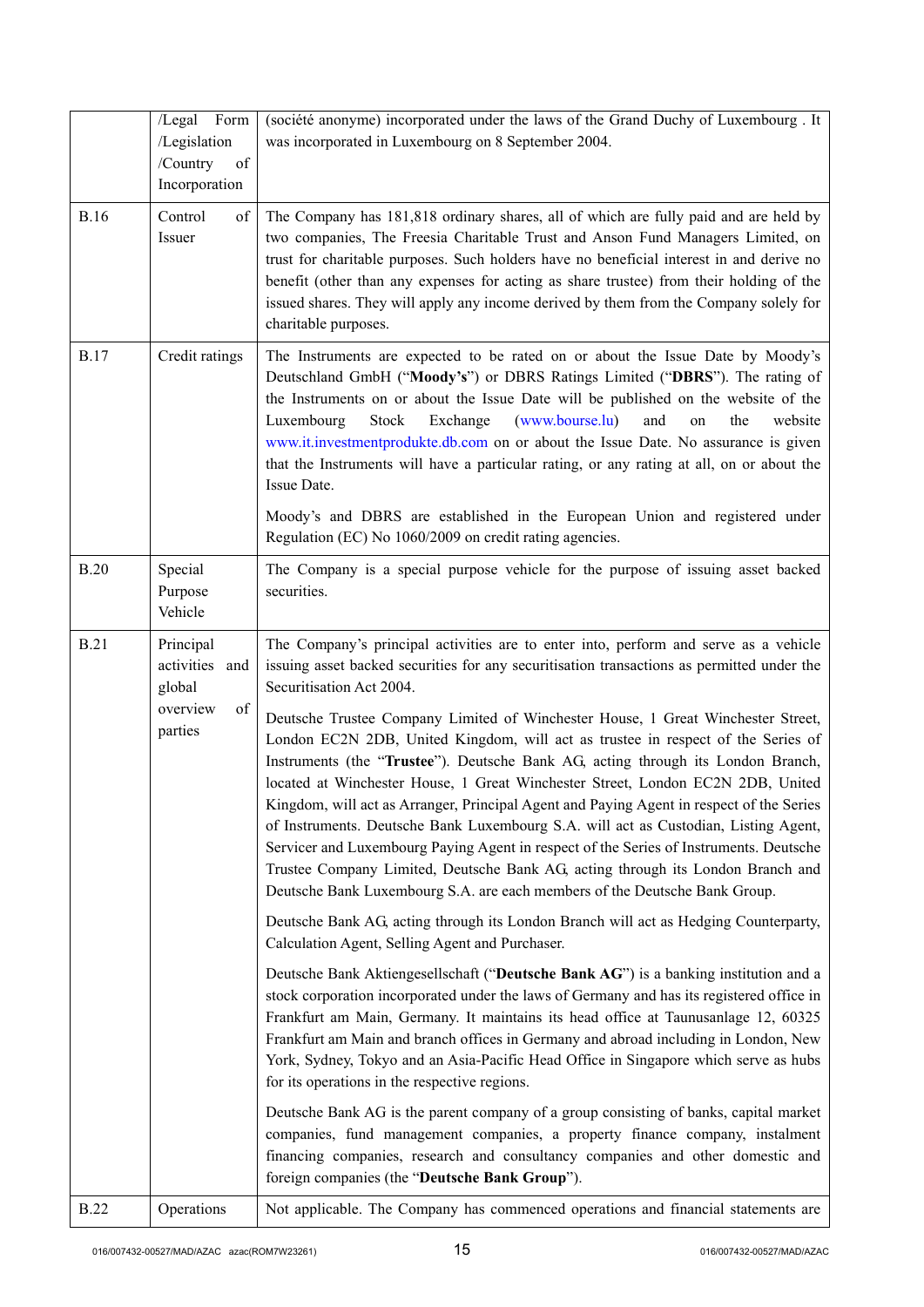| | | |
|---|---|---|
| | /Legal Form /Legislation /Country of Incorporation | (société anonyme) incorporated under the laws of the Grand Duchy of Luxembourg . It was incorporated in Luxembourg on 8 September 2004. |
| B.16 | Control of Issuer | The Company has 181,818 ordinary shares, all of which are fully paid and are held by two companies, The Freesia Charitable Trust and Anson Fund Managers Limited, on trust for charitable purposes. Such holders have no beneficial interest in and derive no benefit (other than any expenses for acting as share trustee) from their holding of the issued shares. They will apply any income derived by them from the Company solely for charitable purposes. |
| B.17 | Credit ratings | The Instruments are expected to be rated on or about the Issue Date by Moody's Deutschland GmbH ("**Moody's**") or DBRS Ratings Limited ("**DBRS**"). The rating of the Instruments on or about the Issue Date will be published on the website of the Luxembourg Stock Exchange (www.bourse.lu) and on the website www.it.investmentprodukte.db.com on or about the Issue Date. No assurance is given that the Instruments will have a particular rating, or any rating at all, on or about the Issue Date.<br><br>Moody's and DBRS are established in the European Union and registered under Regulation (EC) No 1060/2009 on credit rating agencies. |
| B.20 | Special Purpose Vehicle | The Company is a special purpose vehicle for the purpose of issuing asset backed securities. |
| B.21 | Principal activities and global overview of parties | The Company's principal activities are to enter into, perform and serve as a vehicle issuing asset backed securities for any securitisation transactions as permitted under the Securitisation Act 2004.<br><br>Deutsche Trustee Company Limited of Winchester House, 1 Great Winchester Street, London EC2N 2DB, United Kingdom, will act as trustee in respect of the Series of Instruments (the "**Trustee**"). Deutsche Bank AG, acting through its London Branch, located at Winchester House, 1 Great Winchester Street, London EC2N 2DB, United Kingdom, will act as Arranger, Principal Agent and Paying Agent in respect of the Series of Instruments. Deutsche Bank Luxembourg S.A. will act as Custodian, Listing Agent, Servicer and Luxembourg Paying Agent in respect of the Series of Instruments. Deutsche Trustee Company Limited, Deutsche Bank AG, acting through its London Branch and Deutsche Bank Luxembourg S.A. are each members of the Deutsche Bank Group.<br><br>Deutsche Bank AG, acting through its London Branch will act as Hedging Counterparty, Calculation Agent, Selling Agent and Purchaser.<br><br>Deutsche Bank Aktiengesellschaft ("**Deutsche Bank AG**") is a banking institution and a stock corporation incorporated under the laws of Germany and has its registered office in Frankfurt am Main, Germany. It maintains its head office at Taunusanlage 12, 60325 Frankfurt am Main and branch offices in Germany and abroad including in London, New York, Sydney, Tokyo and an Asia-Pacific Head Office in Singapore which serve as hubs for its operations in the respective regions.<br><br>Deutsche Bank AG is the parent company of a group consisting of banks, capital market companies, fund management companies, a property finance company, instalment financing companies, research and consultancy companies and other domestic and foreign companies (the "**Deutsche Bank Group**"). |
| B.22 | Operations | Not applicable. The Company has commenced operations and financial statements are |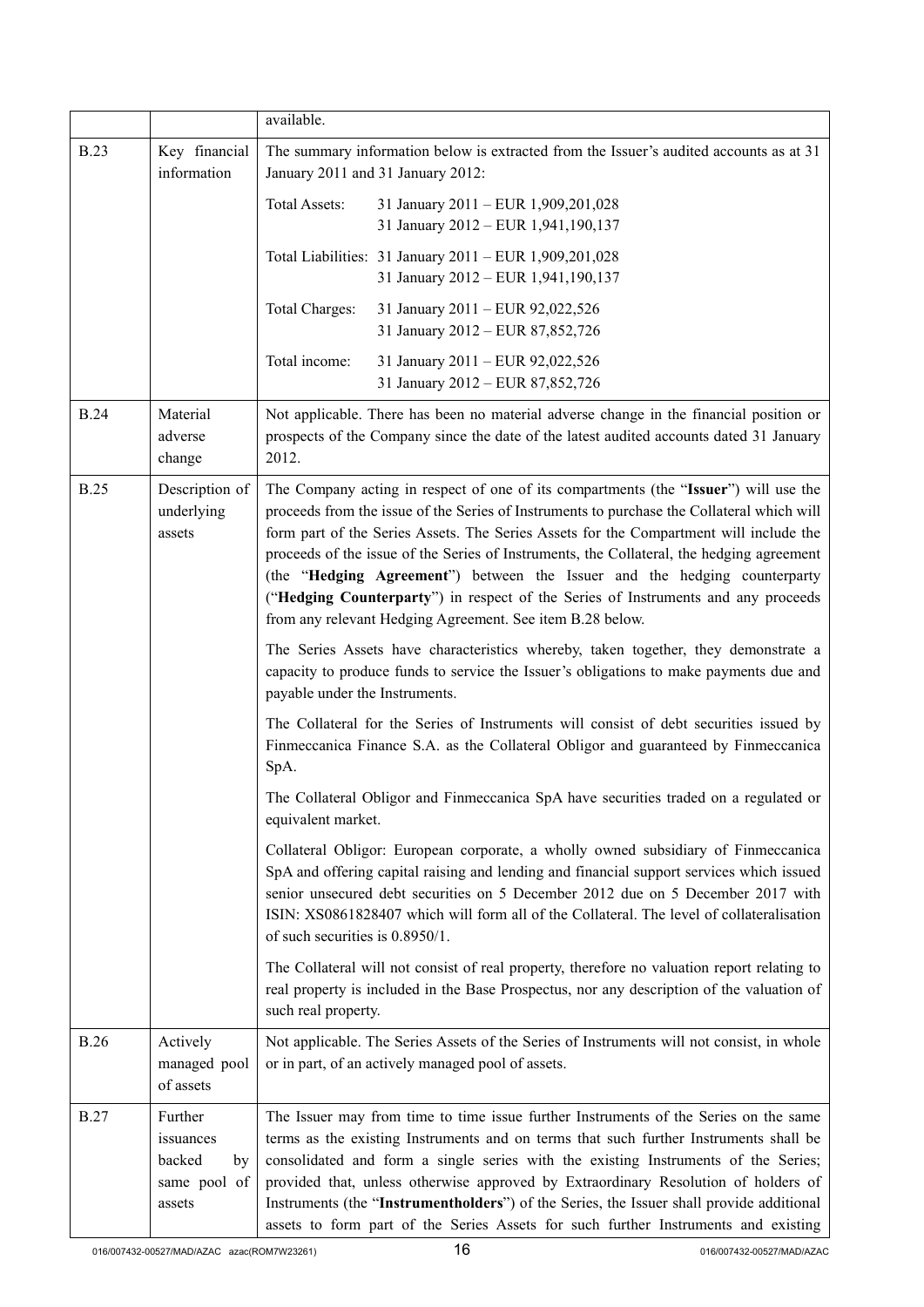| | | available. |
|---|---|---|
| B.23 | Key financial information | The summary information below is extracted from the Issuer's audited accounts as at 31 January 2011 and 31 January 2012:<br><br>Total Assets: 31 January 2011 – EUR 1,909,201,028<br>31 January 2012 – EUR 1,941,190,137<br><br>Total Liabilities: 31 January 2011 – EUR 1,909,201,028<br>31 January 2012 – EUR 1,941,190,137<br><br>Total Charges: 31 January 2011 – EUR 92,022,526<br>31 January 2012 – EUR 87,852,726<br><br>Total income: 31 January 2011 – EUR 92,022,526<br>31 January 2012 – EUR 87,852,726 |
| B.24 | Material adverse change | Not applicable. There has been no material adverse change in the financial position or prospects of the Company since the date of the latest audited accounts dated 31 January 2012. |
| B.25 | Description of underlying assets | The Company acting in respect of one of its compartments (the "**Issuer**") will use the proceeds from the issue of the Series of Instruments to purchase the Collateral which will form part of the Series Assets. The Series Assets for the Compartment will include the proceeds of the issue of the Series of Instruments, the Collateral, the hedging agreement (the "**Hedging Agreement**") between the Issuer and the hedging counterparty ("**Hedging Counterparty**") in respect of the Series of Instruments and any proceeds from any relevant Hedging Agreement. See item B.28 below.<br><br>The Series Assets have characteristics whereby, taken together, they demonstrate a capacity to produce funds to service the Issuer's obligations to make payments due and payable under the Instruments.<br><br>The Collateral for the Series of Instruments will consist of debt securities issued by Finmeccanica Finance S.A. as the Collateral Obligor and guaranteed by Finmeccanica SpA.<br><br>The Collateral Obligor and Finmeccanica SpA have securities traded on a regulated or equivalent market.<br><br>Collateral Obligor: European corporate, a wholly owned subsidiary of Finmeccanica SpA and offering capital raising and lending and financial support services which issued senior unsecured debt securities on 5 December 2012 due on 5 December 2017 with ISIN: XS0861828407 which will form all of the Collateral. The level of collateralisation of such securities is 0.8950/1.<br><br>The Collateral will not consist of real property, therefore no valuation report relating to real property is included in the Base Prospectus, nor any description of the valuation of such real property. |
| B.26 | Actively managed pool of assets | Not applicable. The Series Assets of the Series of Instruments will not consist, in whole or in part, of an actively managed pool of assets. |
| B.27 | Further issuances backed by same pool of assets | The Issuer may from time to time issue further Instruments of the Series on the same terms as the existing Instruments and on terms that such further Instruments shall be consolidated and form a single series with the existing Instruments of the Series; provided that, unless otherwise approved by Extraordinary Resolution of holders of Instruments (the "**Instrumentholders**") of the Series, the Issuer shall provide additional assets to form part of the Series Assets for such further Instruments and existing |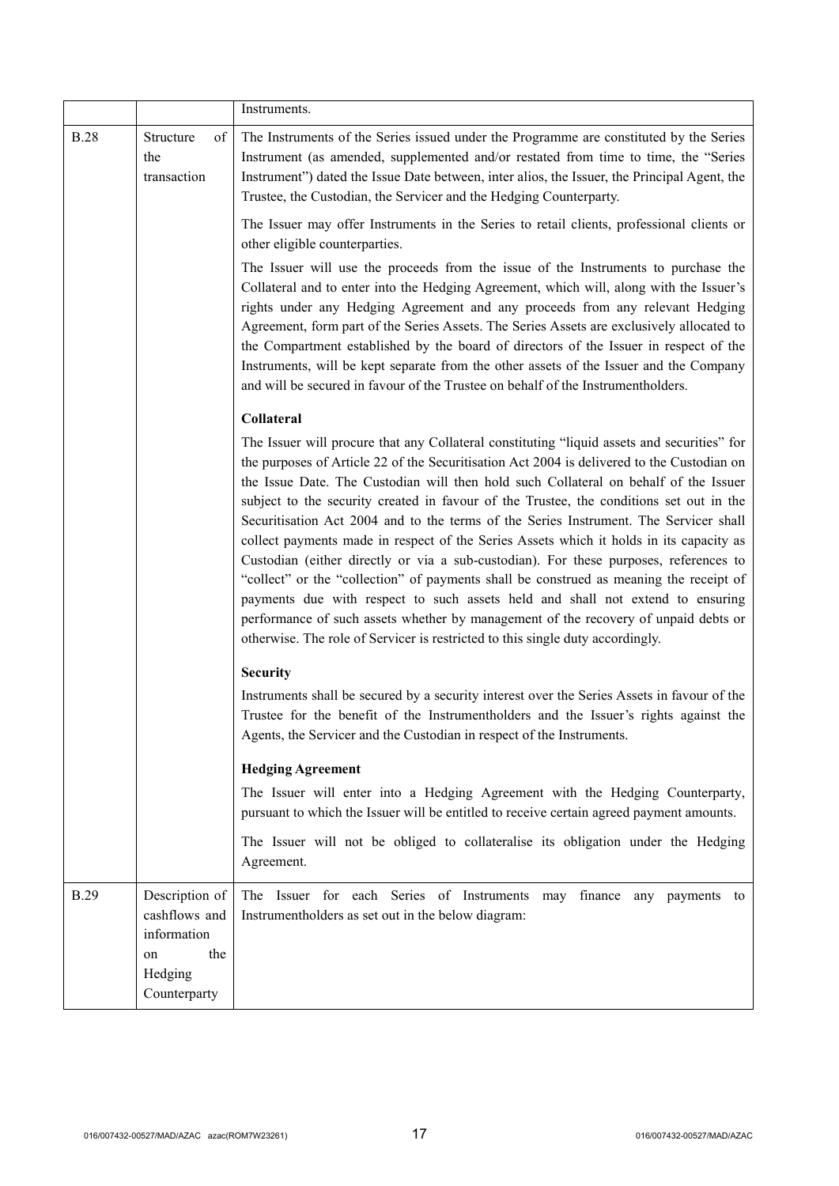|  |  | Instruments. |
|---|---|---|
| B.28 | Structure of the transaction | The Instruments of the Series issued under the Programme are constituted by the Series Instrument (as amended, supplemented and/or restated from time to time, the "Series Instrument") dated the Issue Date between, inter alios, the Issuer, the Principal Agent, the Trustee, the Custodian, the Servicer and the Hedging Counterparty.<br><br>The Issuer may offer Instruments in the Series to retail clients, professional clients or other eligible counterparties.<br><br>The Issuer will use the proceeds from the issue of the Instruments to purchase the Collateral and to enter into the Hedging Agreement, which will, along with the Issuer's rights under any Hedging Agreement and any proceeds from any relevant Hedging Agreement, form part of the Series Assets. The Series Assets are exclusively allocated to the Compartment established by the board of directors of the Issuer in respect of the Instruments, will be kept separate from the other assets of the Issuer and the Company and will be secured in favour of the Trustee on behalf of the Instrumentholders.<br><br>**Collateral**<br><br>The Issuer will procure that any Collateral constituting "liquid assets and securities" for the purposes of Article 22 of the Securitisation Act 2004 is delivered to the Custodian on the Issue Date. The Custodian will then hold such Collateral on behalf of the Issuer subject to the security created in favour of the Trustee, the conditions set out in the Securitisation Act 2004 and to the terms of the Series Instrument. The Servicer shall collect payments made in respect of the Series Assets which it holds in its capacity as Custodian (either directly or via a sub-custodian). For these purposes, references to "collect" or the "collection" of payments shall be construed as meaning the receipt of payments due with respect to such assets held and shall not extend to ensuring performance of such assets whether by management of the recovery of unpaid debts or otherwise. The role of Servicer is restricted to this single duty accordingly.<br><br>**Security**<br><br>Instruments shall be secured by a security interest over the Series Assets in favour of the Trustee for the benefit of the Instrumentholders and the Issuer's rights against the Agents, the Servicer and the Custodian in respect of the Instruments.<br><br>**Hedging Agreement**<br><br>The Issuer will enter into a Hedging Agreement with the Hedging Counterparty, pursuant to which the Issuer will be entitled to receive certain agreed payment amounts.<br><br>The Issuer will not be obliged to collateralise its obligation under the Hedging Agreement. |
| B.29 | Description of cashflows and information on the Hedging Counterparty | The Issuer for each Series of Instruments may finance any payments to Instrumentholders as set out in the below diagram: |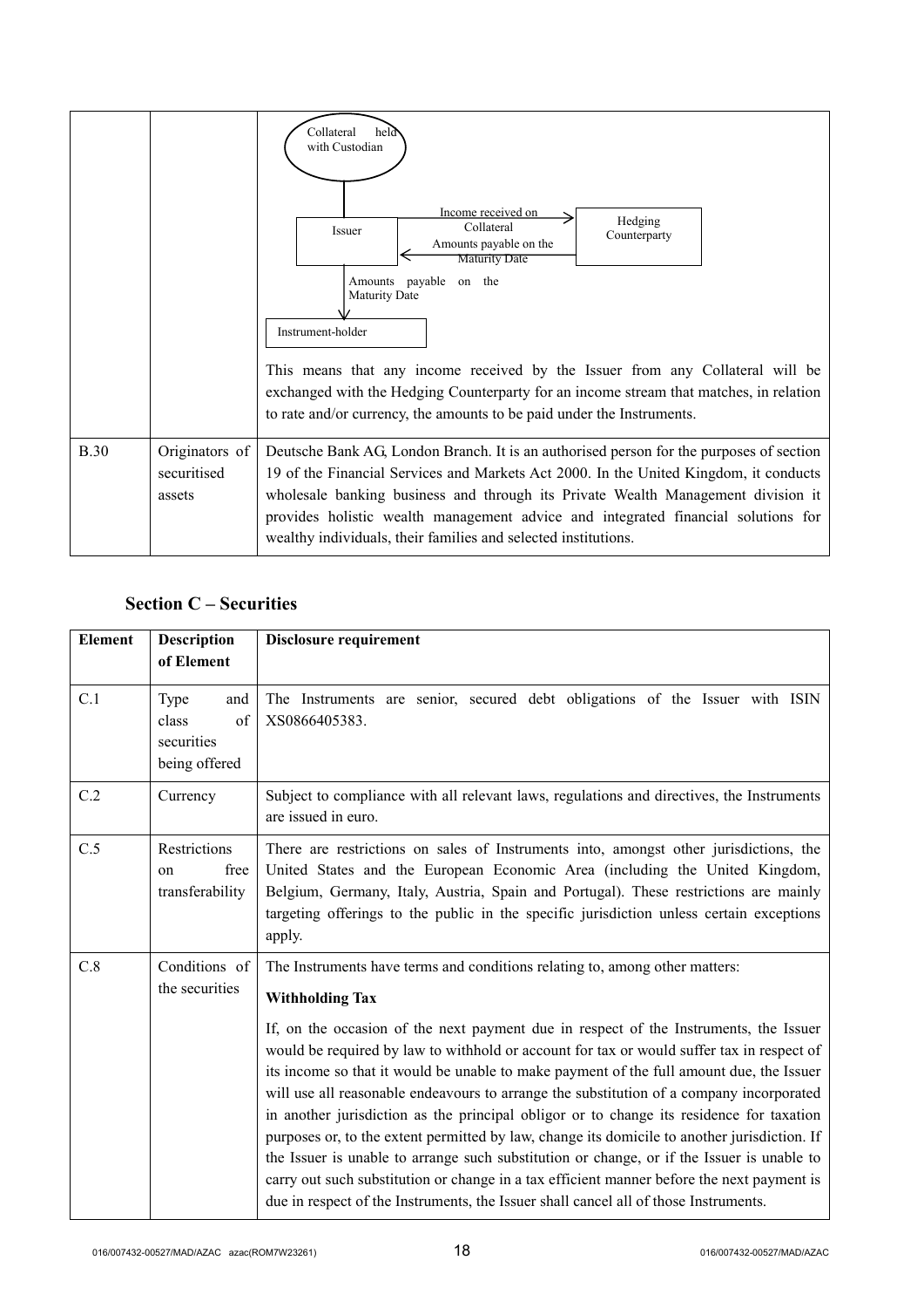| | | Collateral held with Custodian<br><br>Issuer → (Income received on Collateral) → Hedging Counterparty<br>Hedging Counterparty → (Amounts payable on the Maturity Date) → Issuer<br>Issuer → (Amounts payable on the Maturity Date) → Instrument-holder<br><br>This means that any income received by the Issuer from any Collateral will be exchanged with the Hedging Counterparty for an income stream that matches, in relation to rate and/or currency, the amounts to be paid under the Instruments. |
|---|---|---|
| B.30 | Originators of securitised assets | Deutsche Bank AG, London Branch. It is an authorised person for the purposes of section 19 of the Financial Services and Markets Act 2000. In the United Kingdom, it conducts wholesale banking business and through its Private Wealth Management division it provides holistic wealth management advice and integrated financial solutions for wealthy individuals, their families and selected institutions. |

## Section C – Securities

| Element | Description of Element | Disclosure requirement |
|---|---|---|
| C.1 | Type and class of securities being offered | The Instruments are senior, secured debt obligations of the Issuer with ISIN XS0866405383. |
| C.2 | Currency | Subject to compliance with all relevant laws, regulations and directives, the Instruments are issued in euro. |
| C.5 | Restrictions on free transferability | There are restrictions on sales of Instruments into, amongst other jurisdictions, the United States and the European Economic Area (including the United Kingdom, Belgium, Germany, Italy, Austria, Spain and Portugal). These restrictions are mainly targeting offerings to the public in the specific jurisdiction unless certain exceptions apply. |
| C.8 | Conditions of the securities | The Instruments have terms and conditions relating to, among other matters:<br><br>**Withholding Tax**<br><br>If, on the occasion of the next payment due in respect of the Instruments, the Issuer would be required by law to withhold or account for tax or would suffer tax in respect of its income so that it would be unable to make payment of the full amount due, the Issuer will use all reasonable endeavours to arrange the substitution of a company incorporated in another jurisdiction as the principal obligor or to change its residence for taxation purposes or, to the extent permitted by law, change its domicile to another jurisdiction. If the Issuer is unable to arrange such substitution or change, or if the Issuer is unable to carry out such substitution or change in a tax efficient manner before the next payment is due in respect of the Instruments, the Issuer shall cancel all of those Instruments. |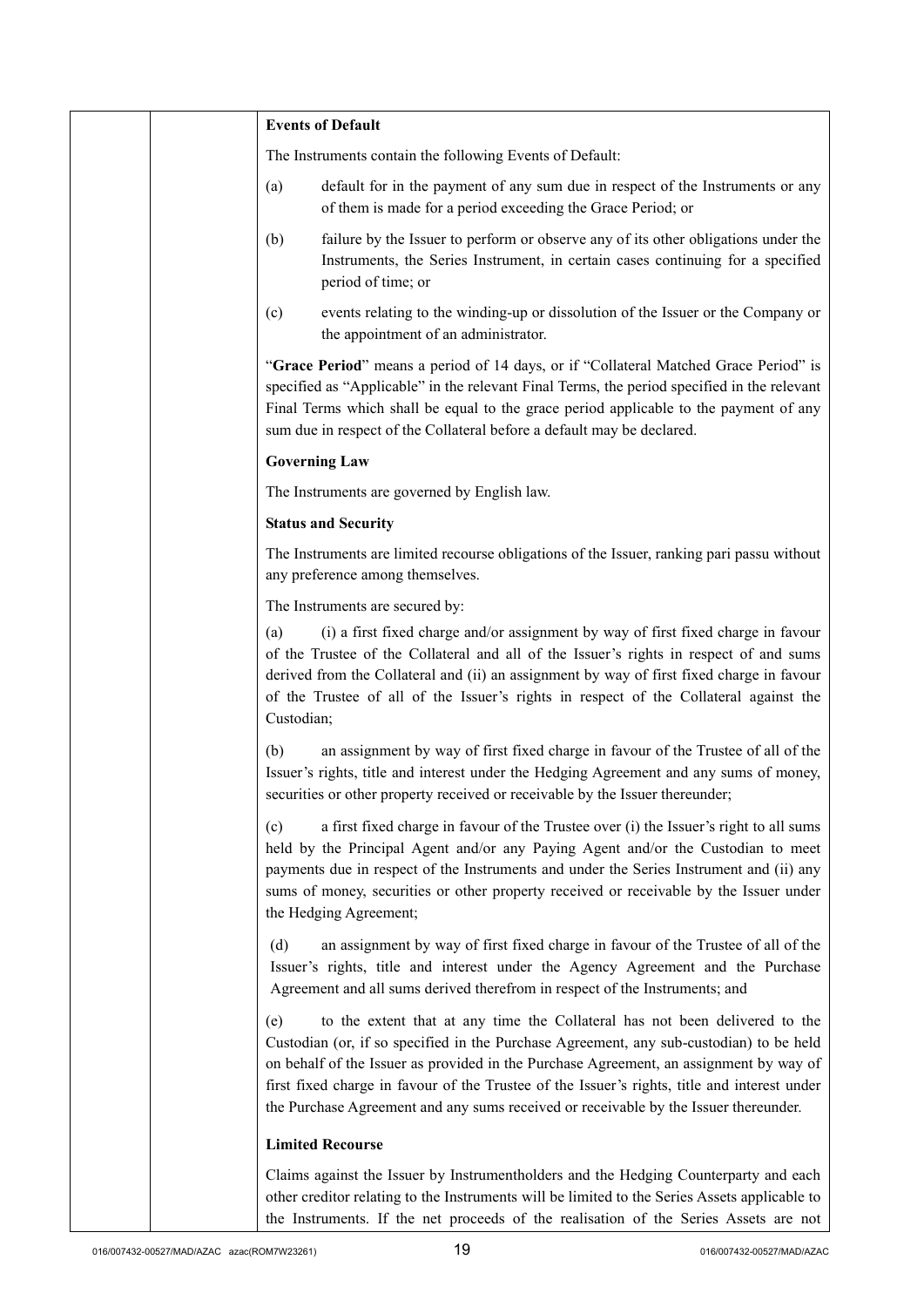**Events of Default**

The Instruments contain the following Events of Default:

(a) default for in the payment of any sum due in respect of the Instruments or any of them is made for a period exceeding the Grace Period; or

(b) failure by the Issuer to perform or observe any of its other obligations under the Instruments, the Series Instrument, in certain cases continuing for a specified period of time; or

(c) events relating to the winding-up or dissolution of the Issuer or the Company or the appointment of an administrator.

"**Grace Period**" means a period of 14 days, or if "Collateral Matched Grace Period" is specified as "Applicable" in the relevant Final Terms, the period specified in the relevant Final Terms which shall be equal to the grace period applicable to the payment of any sum due in respect of the Collateral before a default may be declared.

**Governing Law**

The Instruments are governed by English law.

**Status and Security**

The Instruments are limited recourse obligations of the Issuer, ranking pari passu without any preference among themselves.

The Instruments are secured by:

(a) (i) a first fixed charge and/or assignment by way of first fixed charge in favour of the Trustee of the Collateral and all of the Issuer's rights in respect of and sums derived from the Collateral and (ii) an assignment by way of first fixed charge in favour of the Trustee of all of the Issuer's rights in respect of the Collateral against the Custodian;

(b) an assignment by way of first fixed charge in favour of the Trustee of all of the Issuer's rights, title and interest under the Hedging Agreement and any sums of money, securities or other property received or receivable by the Issuer thereunder;

(c) a first fixed charge in favour of the Trustee over (i) the Issuer's right to all sums held by the Principal Agent and/or any Paying Agent and/or the Custodian to meet payments due in respect of the Instruments and under the Series Instrument and (ii) any sums of money, securities or other property received or receivable by the Issuer under the Hedging Agreement;

(d) an assignment by way of first fixed charge in favour of the Trustee of all of the Issuer's rights, title and interest under the Agency Agreement and the Purchase Agreement and all sums derived therefrom in respect of the Instruments; and

(e) to the extent that at any time the Collateral has not been delivered to the Custodian (or, if so specified in the Purchase Agreement, any sub-custodian) to be held on behalf of the Issuer as provided in the Purchase Agreement, an assignment by way of first fixed charge in favour of the Trustee of the Issuer's rights, title and interest under the Purchase Agreement and any sums received or receivable by the Issuer thereunder.

**Limited Recourse**

Claims against the Issuer by Instrumentholders and the Hedging Counterparty and each other creditor relating to the Instruments will be limited to the Series Assets applicable to the Instruments. If the net proceeds of the realisation of the Series Assets are not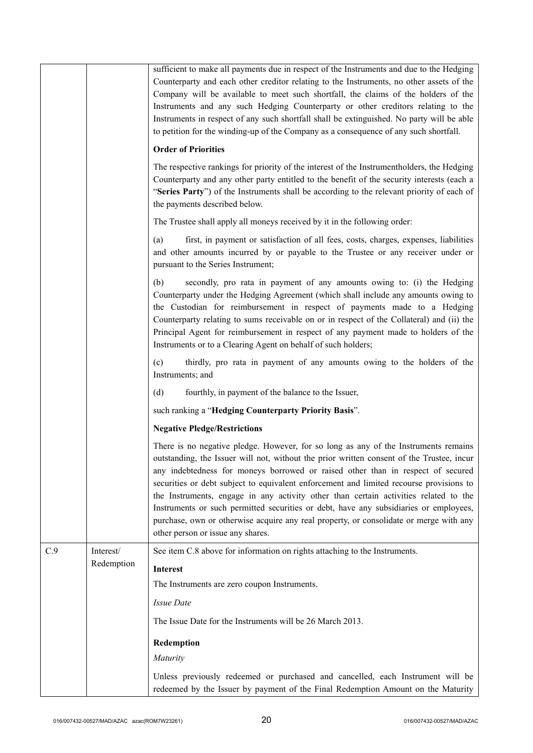| | | sufficient to make all payments due in respect of the Instruments and due to the Hedging Counterparty and each other creditor relating to the Instruments, no other assets of the Company will be available to meet such shortfall, the claims of the holders of the Instruments and any such Hedging Counterparty or other creditors relating to the Instruments in respect of any such shortfall shall be extinguished. No party will be able to petition for the winding-up of the Company as a consequence of any such shortfall.<br><br>**Order of Priorities**<br><br>The respective rankings for priority of the interest of the Instrumentholders, the Hedging Counterparty and any other party entitled to the benefit of the security interests (each a "**Series Party**") of the Instruments shall be according to the relevant priority of each of the payments described below.<br><br>The Trustee shall apply all moneys received by it in the following order:<br><br>(a) first, in payment or satisfaction of all fees, costs, charges, expenses, liabilities and other amounts incurred by or payable to the Trustee or any receiver under or pursuant to the Series Instrument;<br><br>(b) secondly, pro rata in payment of any amounts owing to: (i) the Hedging Counterparty under the Hedging Agreement (which shall include any amounts owing to the Custodian for reimbursement in respect of payments made to a Hedging Counterparty relating to sums receivable on or in respect of the Collateral) and (ii) the Principal Agent for reimbursement in respect of any payment made to holders of the Instruments or to a Clearing Agent on behalf of such holders;<br><br>(c) thirdly, pro rata in payment of any amounts owing to the holders of the Instruments; and<br><br>(d) fourthly, in payment of the balance to the Issuer,<br><br>such ranking a "**Hedging Counterparty Priority Basis**".<br><br>**Negative Pledge/Restrictions**<br><br>There is no negative pledge. However, for so long as any of the Instruments remains outstanding, the Issuer will not, without the prior written consent of the Trustee, incur any indebtedness for moneys borrowed or raised other than in respect of secured securities or debt subject to equivalent enforcement and limited recourse provisions to the Instruments, engage in any activity other than certain activities related to the Instruments or such permitted securities or debt, have any subsidiaries or employees, purchase, own or otherwise acquire any real property, or consolidate or merge with any other person or issue any shares. |
|---|---|---|
| C.9 | Interest/ Redemption | See item C.8 above for information on rights attaching to the Instruments.<br><br>**Interest**<br><br>The Instruments are zero coupon Instruments.<br><br>*Issue Date*<br><br>The Issue Date for the Instruments will be 26 March 2013.<br><br>**Redemption**<br><br>*Maturity*<br><br>Unless previously redeemed or purchased and cancelled, each Instrument will be redeemed by the Issuer by payment of the Final Redemption Amount on the Maturity |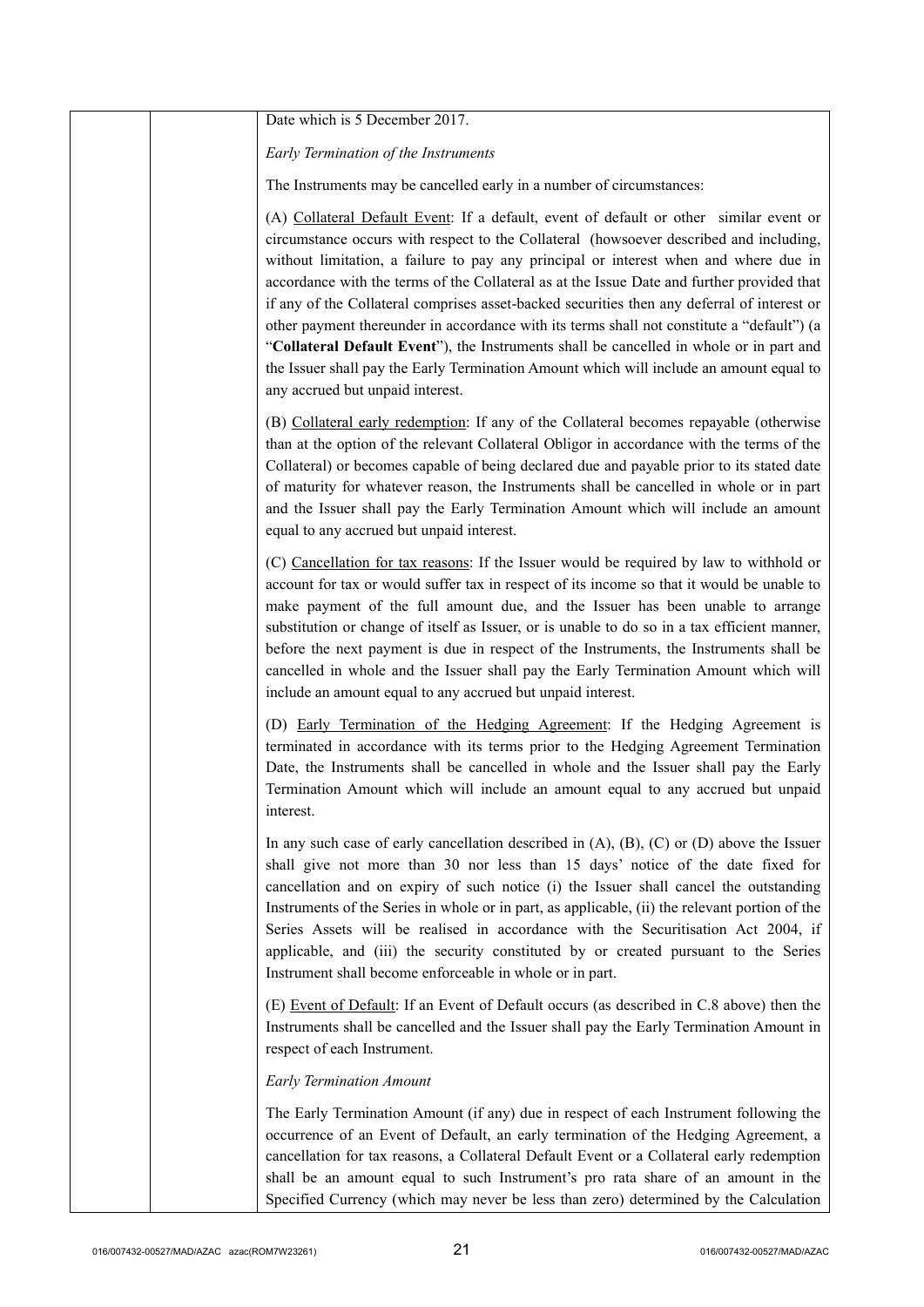Date which is 5 December 2017.

*Early Termination of the Instruments*

The Instruments may be cancelled early in a number of circumstances:

(A) Collateral Default Event: If a default, event of default or other similar event or circumstance occurs with respect to the Collateral (howsoever described and including, without limitation, a failure to pay any principal or interest when and where due in accordance with the terms of the Collateral as at the Issue Date and further provided that if any of the Collateral comprises asset-backed securities then any deferral of interest or other payment thereunder in accordance with its terms shall not constitute a "default") (a "**Collateral Default Event**"), the Instruments shall be cancelled in whole or in part and the Issuer shall pay the Early Termination Amount which will include an amount equal to any accrued but unpaid interest.

(B) Collateral early redemption: If any of the Collateral becomes repayable (otherwise than at the option of the relevant Collateral Obligor in accordance with the terms of the Collateral) or becomes capable of being declared due and payable prior to its stated date of maturity for whatever reason, the Instruments shall be cancelled in whole or in part and the Issuer shall pay the Early Termination Amount which will include an amount equal to any accrued but unpaid interest.

(C) Cancellation for tax reasons: If the Issuer would be required by law to withhold or account for tax or would suffer tax in respect of its income so that it would be unable to make payment of the full amount due, and the Issuer has been unable to arrange substitution or change of itself as Issuer, or is unable to do so in a tax efficient manner, before the next payment is due in respect of the Instruments, the Instruments shall be cancelled in whole and the Issuer shall pay the Early Termination Amount which will include an amount equal to any accrued but unpaid interest.

(D) Early Termination of the Hedging Agreement: If the Hedging Agreement is terminated in accordance with its terms prior to the Hedging Agreement Termination Date, the Instruments shall be cancelled in whole and the Issuer shall pay the Early Termination Amount which will include an amount equal to any accrued but unpaid interest.

In any such case of early cancellation described in (A), (B), (C) or (D) above the Issuer shall give not more than 30 nor less than 15 days' notice of the date fixed for cancellation and on expiry of such notice (i) the Issuer shall cancel the outstanding Instruments of the Series in whole or in part, as applicable, (ii) the relevant portion of the Series Assets will be realised in accordance with the Securitisation Act 2004, if applicable, and (iii) the security constituted by or created pursuant to the Series Instrument shall become enforceable in whole or in part.

(E) Event of Default: If an Event of Default occurs (as described in C.8 above) then the Instruments shall be cancelled and the Issuer shall pay the Early Termination Amount in respect of each Instrument.

*Early Termination Amount*

The Early Termination Amount (if any) due in respect of each Instrument following the occurrence of an Event of Default, an early termination of the Hedging Agreement, a cancellation for tax reasons, a Collateral Default Event or a Collateral early redemption shall be an amount equal to such Instrument's pro rata share of an amount in the Specified Currency (which may never be less than zero) determined by the Calculation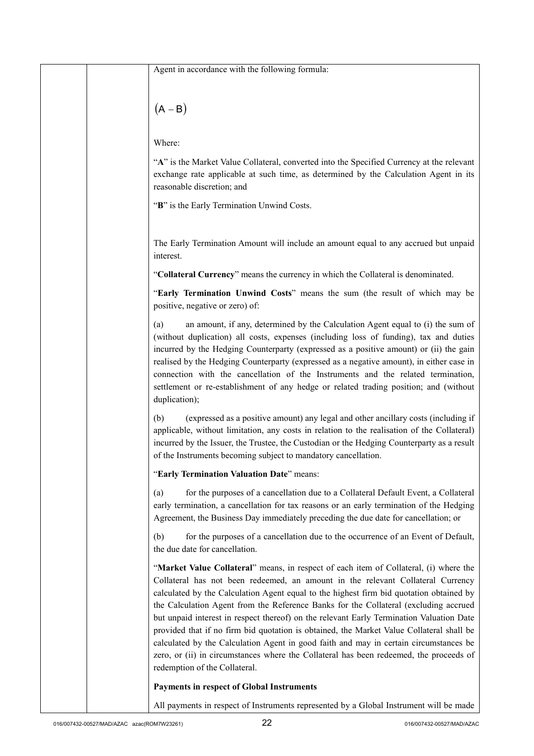Agent in accordance with the following formula:

$$(A - B)$$

Where:

"**A**" is the Market Value Collateral, converted into the Specified Currency at the relevant exchange rate applicable at such time, as determined by the Calculation Agent in its reasonable discretion; and

"**B**" is the Early Termination Unwind Costs.

The Early Termination Amount will include an amount equal to any accrued but unpaid interest.

"**Collateral Currency**" means the currency in which the Collateral is denominated.

"**Early Termination Unwind Costs**" means the sum (the result of which may be positive, negative or zero) of:

(a) an amount, if any, determined by the Calculation Agent equal to (i) the sum of (without duplication) all costs, expenses (including loss of funding), tax and duties incurred by the Hedging Counterparty (expressed as a positive amount) or (ii) the gain realised by the Hedging Counterparty (expressed as a negative amount), in either case in connection with the cancellation of the Instruments and the related termination, settlement or re-establishment of any hedge or related trading position; and (without duplication);

(b) (expressed as a positive amount) any legal and other ancillary costs (including if applicable, without limitation, any costs in relation to the realisation of the Collateral) incurred by the Issuer, the Trustee, the Custodian or the Hedging Counterparty as a result of the Instruments becoming subject to mandatory cancellation.

"**Early Termination Valuation Date**" means:

(a) for the purposes of a cancellation due to a Collateral Default Event, a Collateral early termination, a cancellation for tax reasons or an early termination of the Hedging Agreement, the Business Day immediately preceding the due date for cancellation; or

(b) for the purposes of a cancellation due to the occurrence of an Event of Default, the due date for cancellation.

"**Market Value Collateral**" means, in respect of each item of Collateral, (i) where the Collateral has not been redeemed, an amount in the relevant Collateral Currency calculated by the Calculation Agent equal to the highest firm bid quotation obtained by the Calculation Agent from the Reference Banks for the Collateral (excluding accrued but unpaid interest in respect thereof) on the relevant Early Termination Valuation Date provided that if no firm bid quotation is obtained, the Market Value Collateral shall be calculated by the Calculation Agent in good faith and may in certain circumstances be zero, or (ii) in circumstances where the Collateral has been redeemed, the proceeds of redemption of the Collateral.

**Payments in respect of Global Instruments**

All payments in respect of Instruments represented by a Global Instrument will be made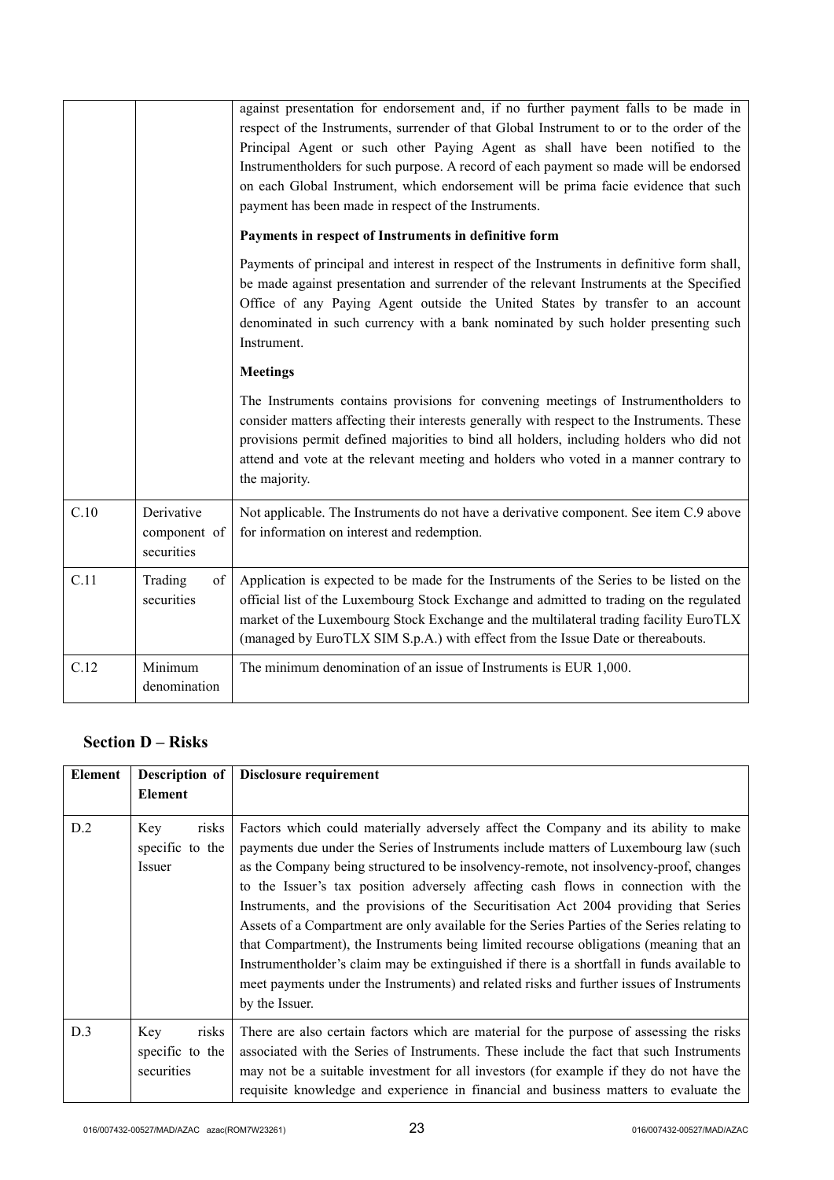| | | against presentation for endorsement and, if no further payment falls to be made in respect of the Instruments, surrender of that Global Instrument to or to the order of the Principal Agent or such other Paying Agent as shall have been notified to the Instrumentholders for such purpose. A record of each payment so made will be endorsed on each Global Instrument, which endorsement will be prima facie evidence that such payment has been made in respect of the Instruments.<br><br>**Payments in respect of Instruments in definitive form**<br><br>Payments of principal and interest in respect of the Instruments in definitive form shall, be made against presentation and surrender of the relevant Instruments at the Specified Office of any Paying Agent outside the United States by transfer to an account denominated in such currency with a bank nominated by such holder presenting such Instrument.<br><br>**Meetings**<br><br>The Instruments contains provisions for convening meetings of Instrumentholders to consider matters affecting their interests generally with respect to the Instruments. These provisions permit defined majorities to bind all holders, including holders who did not attend and vote at the relevant meeting and holders who voted in a manner contrary to the majority. |
|---|---|---|
| C.10 | Derivative component of securities | Not applicable. The Instruments do not have a derivative component. See item C.9 above for information on interest and redemption. |
| C.11 | Trading of securities | Application is expected to be made for the Instruments of the Series to be listed on the official list of the Luxembourg Stock Exchange and admitted to trading on the regulated market of the Luxembourg Stock Exchange and the multilateral trading facility EuroTLX (managed by EuroTLX SIM S.p.A.) with effect from the Issue Date or thereabouts. |
| C.12 | Minimum denomination | The minimum denomination of an issue of Instruments is EUR 1,000. |

## Section D – Risks

| Element | Description of Element | Disclosure requirement |
|---|---|---|
| D.2 | Key risks specific to the Issuer | Factors which could materially adversely affect the Company and its ability to make payments due under the Series of Instruments include matters of Luxembourg law (such as the Company being structured to be insolvency-remote, not insolvency-proof, changes to the Issuer's tax position adversely affecting cash flows in connection with the Instruments, and the provisions of the Securitisation Act 2004 providing that Series Assets of a Compartment are only available for the Series Parties of the Series relating to that Compartment), the Instruments being limited recourse obligations (meaning that an Instrumentholder's claim may be extinguished if there is a shortfall in funds available to meet payments under the Instruments) and related risks and further issues of Instruments by the Issuer. |
| D.3 | Key risks specific to the securities | There are also certain factors which are material for the purpose of assessing the risks associated with the Series of Instruments. These include the fact that such Instruments may not be a suitable investment for all investors (for example if they do not have the requisite knowledge and experience in financial and business matters to evaluate the |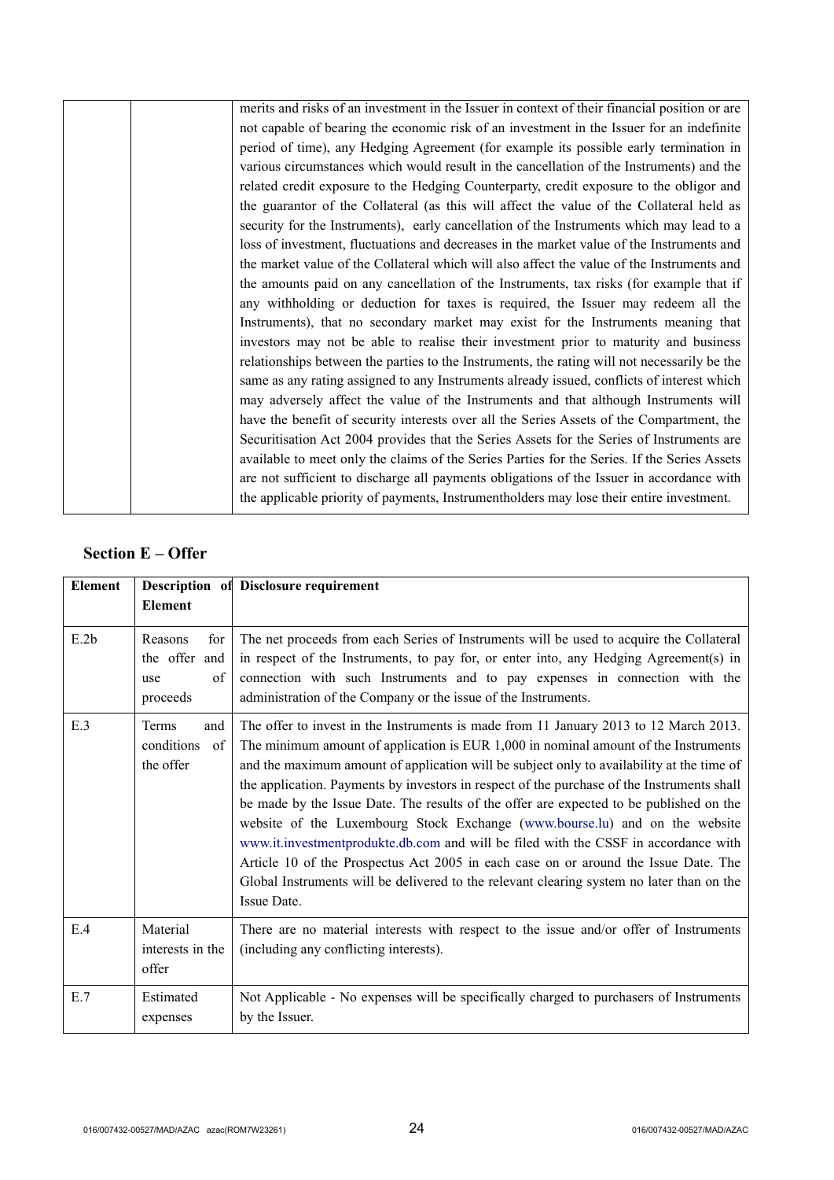| | | |
|---|---|---|
| | | merits and risks of an investment in the Issuer in context of their financial position or are not capable of bearing the economic risk of an investment in the Issuer for an indefinite period of time), any Hedging Agreement (for example its possible early termination in various circumstances which would result in the cancellation of the Instruments) and the related credit exposure to the Hedging Counterparty, credit exposure to the obligor and the guarantor of the Collateral (as this will affect the value of the Collateral held as security for the Instruments), early cancellation of the Instruments which may lead to a loss of investment, fluctuations and decreases in the market value of the Instruments and the market value of the Collateral which will also affect the value of the Instruments and the amounts paid on any cancellation of the Instruments, tax risks (for example that if any withholding or deduction for taxes is required, the Issuer may redeem all the Instruments), that no secondary market may exist for the Instruments meaning that investors may not be able to realise their investment prior to maturity and business relationships between the parties to the Instruments, the rating will not necessarily be the same as any rating assigned to any Instruments already issued, conflicts of interest which may adversely affect the value of the Instruments and that although Instruments will have the benefit of security interests over all the Series Assets of the Compartment, the Securitisation Act 2004 provides that the Series Assets for the Series of Instruments are available to meet only the claims of the Series Parties for the Series. If the Series Assets are not sufficient to discharge all payments obligations of the Issuer in accordance with the applicable priority of payments, Instrumentholders may lose their entire investment. |

## Section E – Offer

| Element | Description of Element | Disclosure requirement |
|---|---|---|
| E.2b | Reasons for the offer and use of proceeds | The net proceeds from each Series of Instruments will be used to acquire the Collateral in respect of the Instruments, to pay for, or enter into, any Hedging Agreement(s) in connection with such Instruments and to pay expenses in connection with the administration of the Company or the issue of the Instruments. |
| E.3 | Terms and conditions of the offer | The offer to invest in the Instruments is made from 11 January 2013 to 12 March 2013. The minimum amount of application is EUR 1,000 in nominal amount of the Instruments and the maximum amount of application will be subject only to availability at the time of the application. Payments by investors in respect of the purchase of the Instruments shall be made by the Issue Date. The results of the offer are expected to be published on the website of the Luxembourg Stock Exchange (www.bourse.lu) and on the website www.it.investmentprodukte.db.com and will be filed with the CSSF in accordance with Article 10 of the Prospectus Act 2005 in each case on or around the Issue Date. The Global Instruments will be delivered to the relevant clearing system no later than on the Issue Date. |
| E.4 | Material interests in the offer | There are no material interests with respect to the issue and/or offer of Instruments (including any conflicting interests). |
| E.7 | Estimated expenses | Not Applicable - No expenses will be specifically charged to purchasers of Instruments by the Issuer. |